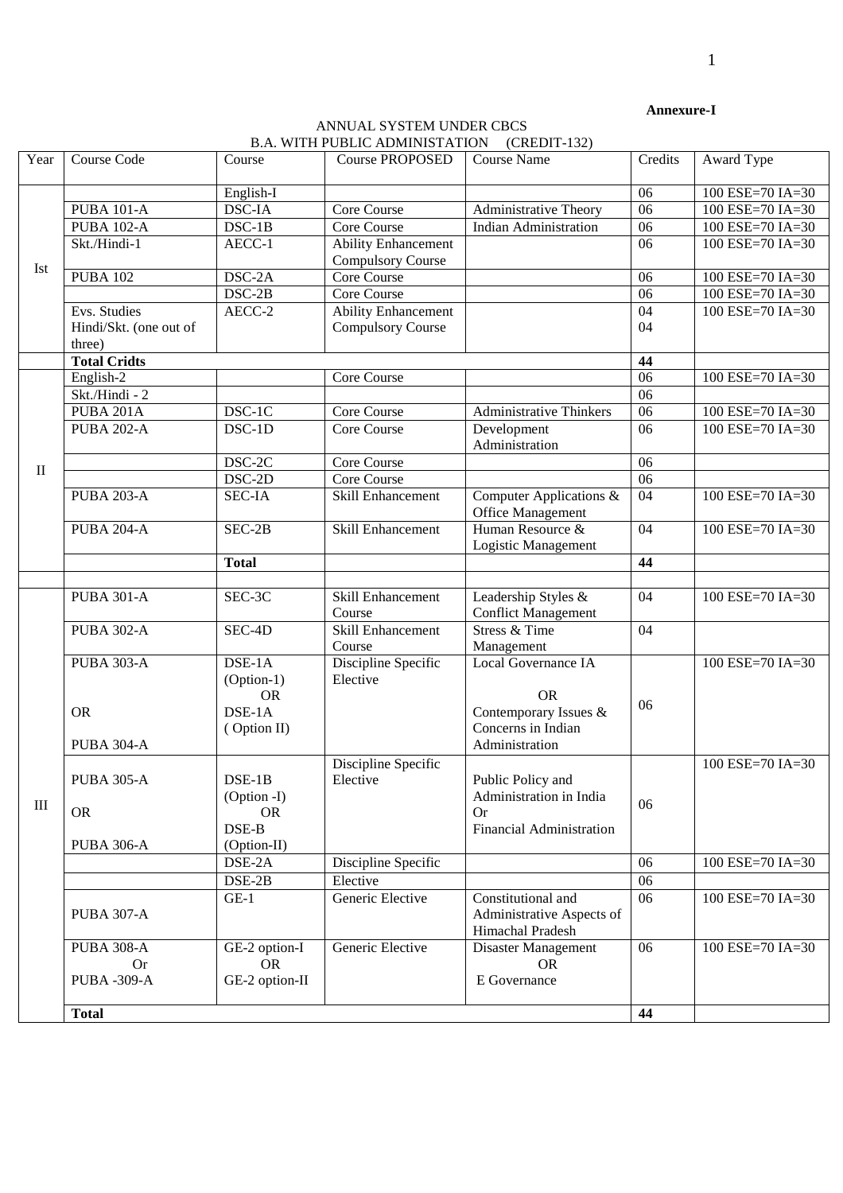**Annexure-I**

ANNUAL SYSTEM UNDER CBCS

B.A. WITH PUBLIC ADMINISTATION (CREDIT-132)

| Year | Course Code | Course | Course PROPOSED | Course Name | Credits | Award Type |
|---|---|---|---|---|---|---|
| Ist | | English-I | | | 06 | 100 ESE=70 IA=30 |
| | PUBA 101-A | DSC-IA | Core Course | Administrative Theory | 06 | 100 ESE=70 IA=30 |
| | PUBA 102-A | DSC-1B | Core Course | Indian Administration | 06 | 100 ESE=70 IA=30 |
| | Skt./Hindi-1 | AECC-1 | Ability Enhancement Compulsory Course | | 06 | 100 ESE=70 IA=30 |
| | PUBA 102 | DSC-2A | Core Course | | 06 | 100 ESE=70 IA=30 |
| | | DSC-2B | Core Course | | 06 | 100 ESE=70 IA=30 |
| | Evs. Studies Hindi/Skt. (one out of three) | AECC-2 | Ability Enhancement Compulsory Course | | 04 04 | 100 ESE=70 IA=30 |
| | **Total Cridts** | | | | **44** | |
| II | English-2 | | Core Course | | 06 | 100 ESE=70 IA=30 |
| | Skt./Hindi - 2 | | | | 06 | |
| | PUBA 201A | DSC-1C | Core Course | Administrative Thinkers | 06 | 100 ESE=70 IA=30 |
| | PUBA 202-A | DSC-1D | Core Course | Development Administration | 06 | 100 ESE=70 IA=30 |
| | | DSC-2C | Core Course | | 06 | |
| | | DSC-2D | Core Course | | 06 | |
| | PUBA 203-A | SEC-IA | Skill Enhancement | Computer Applications & Office Management | 04 | 100 ESE=70 IA=30 |
| | PUBA 204-A | SEC-2B | Skill Enhancement | Human Resource & Logistic Management | 04 | 100 ESE=70 IA=30 |
| | | **Total** | | | **44** | |
| | | | | | | |
| III | PUBA 301-A | SEC-3C | Skill Enhancement Course | Leadership Styles & Conflict Management | 04 | 100 ESE=70 IA=30 |
| | PUBA 302-A | SEC-4D | Skill Enhancement Course | Stress & Time Management | 04 | |
| | PUBA 303-A OR PUBA 304-A | DSE-1A (Option-1) OR DSE-1A ( Option II) | Discipline Specific Elective | Local Governance IA OR Contemporary Issues & Concerns in Indian Administration | 06 | 100 ESE=70 IA=30 |
| | PUBA 305-A OR PUBA 306-A | DSE-1B (Option -I) OR DSE-B (Option-II) | Discipline Specific Elective | Public Policy and Administration in India Or Financial Administration | 06 | 100 ESE=70 IA=30 |
| | | DSE-2A | Discipline Specific | | 06 | 100 ESE=70 IA=30 |
| | | DSE-2B | Elective | | 06 | |
| | PUBA 307-A | GE-1 | Generic Elective | Constitutional and Administrative Aspects of Himachal Pradesh | 06 | 100 ESE=70 IA=30 |
| | PUBA 308-A Or PUBA -309-A | GE-2 option-I OR GE-2 option-II | Generic Elective | Disaster Management OR E Governance | 06 | 100 ESE=70 IA=30 |
| | **Total** | | | | **44** | |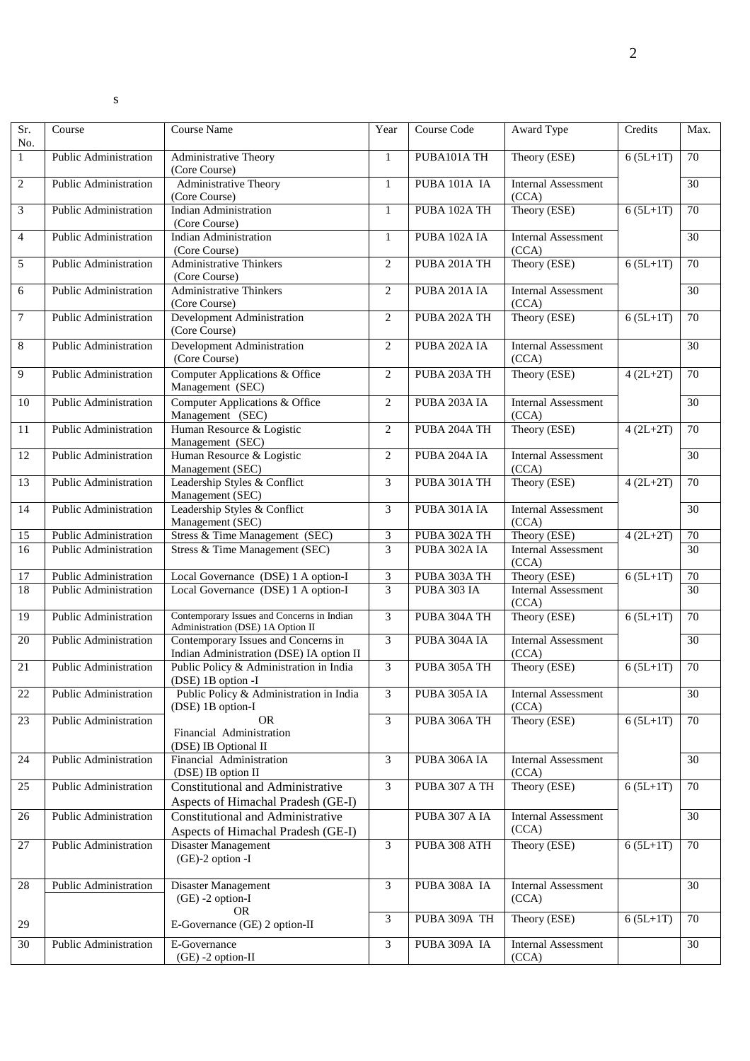s

| Sr. No. | Course | Course Name | Year | Course Code | Award Type | Credits | Max. |
|---|---|---|---|---|---|---|---|
| 1 | Public Administration | Administrative Theory (Core Course) | 1 | PUBA101A TH | Theory (ESE) | 6 (5L+1T) | 70 |
| 2 | Public Administration | Administrative Theory (Core Course) | 1 | PUBA 101A IA | Internal Assessment (CCA) | | 30 |
| 3 | Public Administration | Indian Administration (Core Course) | 1 | PUBA 102A TH | Theory (ESE) | 6 (5L+1T) | 70 |
| 4 | Public Administration | Indian Administration (Core Course) | 1 | PUBA 102A IA | Internal Assessment (CCA) | | 30 |
| 5 | Public Administration | Administrative Thinkers (Core Course) | 2 | PUBA 201A TH | Theory (ESE) | 6 (5L+1T) | 70 |
| 6 | Public Administration | Administrative Thinkers (Core Course) | 2 | PUBA 201A IA | Internal Assessment (CCA) | | 30 |
| 7 | Public Administration | Development Administration (Core Course) | 2 | PUBA 202A TH | Theory (ESE) | 6 (5L+1T) | 70 |
| 8 | Public Administration | Development Administration (Core Course) | 2 | PUBA 202A IA | Internal Assessment (CCA) | | 30 |
| 9 | Public Administration | Computer Applications & Office Management (SEC) | 2 | PUBA 203A TH | Theory (ESE) | 4 (2L+2T) | 70 |
| 10 | Public Administration | Computer Applications & Office Management (SEC) | 2 | PUBA 203A IA | Internal Assessment (CCA) | | 30 |
| 11 | Public Administration | Human Resource & Logistic Management (SEC) | 2 | PUBA 204A TH | Theory (ESE) | 4 (2L+2T) | 70 |
| 12 | Public Administration | Human Resource & Logistic Management (SEC) | 2 | PUBA 204A IA | Internal Assessment (CCA) | | 30 |
| 13 | Public Administration | Leadership Styles & Conflict Management (SEC) | 3 | PUBA 301A TH | Theory (ESE) | 4 (2L+2T) | 70 |
| 14 | Public Administration | Leadership Styles & Conflict Management (SEC) | 3 | PUBA 301A IA | Internal Assessment (CCA) | | 30 |
| 15 | Public Administration | Stress & Time Management (SEC) | 3 | PUBA 302A TH | Theory (ESE) | 4 (2L+2T) | 70 |
| 16 | Public Administration | Stress & Time Management (SEC) | 3 | PUBA 302A IA | Internal Assessment (CCA) | | 30 |
| 17 | Public Administration | Local Governance (DSE) 1 A option-I | 3 | PUBA 303A TH | Theory (ESE) | 6 (5L+1T) | 70 |
| 18 | Public Administration | Local Governance (DSE) 1 A option-I | 3 | PUBA 303 IA | Internal Assessment (CCA) | | 30 |
| 19 | Public Administration | Contemporary Issues and Concerns in Indian Administration (DSE) 1A Option II | 3 | PUBA 304A TH | Theory (ESE) | 6 (5L+1T) | 70 |
| 20 | Public Administration | Contemporary Issues and Concerns in Indian Administration (DSE) IA option II | 3 | PUBA 304A IA | Internal Assessment (CCA) | | 30 |
| 21 | Public Administration | Public Policy & Administration in India (DSE) 1B option -I | 3 | PUBA 305A TH | Theory (ESE) | 6 (5L+1T) | 70 |
| 22 | Public Administration | Public Policy & Administration in India (DSE) 1B option-I | 3 | PUBA 305A IA | Internal Assessment (CCA) | | 30 |
| 23 | Public Administration | OR Financial Administration (DSE) IB Optional II | 3 | PUBA 306A TH | Theory (ESE) | 6 (5L+1T) | 70 |
| 24 | Public Administration | Financial Administration (DSE) IB option II | 3 | PUBA 306A IA | Internal Assessment (CCA) | | 30 |
| 25 | Public Administration | Constitutional and Administrative Aspects of Himachal Pradesh (GE-I) | 3 | PUBA 307 A TH | Theory (ESE) | 6 (5L+1T) | 70 |
| 26 | Public Administration | Constitutional and Administrative Aspects of Himachal Pradesh (GE-I) | | PUBA 307 A IA | Internal Assessment (CCA) | | 30 |
| 27 | Public Administration | Disaster Management (GE)-2 option -I | 3 | PUBA 308 ATH | Theory (ESE) | 6 (5L+1T) | 70 |
| 28 | Public Administration | Disaster Management (GE) -2 option-I | 3 | PUBA 308A IA | Internal Assessment (CCA) | | 30 |
| 29 | | OR E-Governance (GE) 2 option-II | 3 | PUBA 309A TH | Theory (ESE) | 6 (5L+1T) | 70 |
| 30 | Public Administration | E-Governance (GE) -2 option-II | 3 | PUBA 309A IA | Internal Assessment (CCA) | | 30 |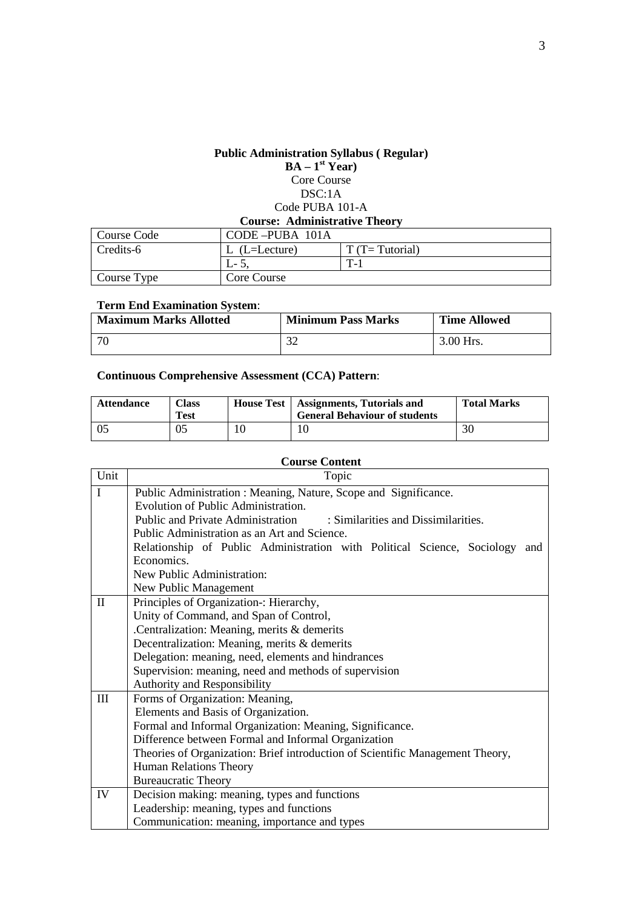**Public Administration Syllabus ( Regular)**
**BA – 1st Year)**
Core Course
DSC:1A
Code PUBA 101-A
**Course: Administrative Theory**

| Course Code | CODE –PUBA 101A | |
|---|---|---|
| Credits-6 | L (L=Lecture) | T (T= Tutorial) |
| | L- 5, | T-1 |
| Course Type | Core Course | |

**Term End Examination System**:

| Maximum Marks Allotted | Minimum Pass Marks | Time Allowed |
|---|---|---|
| 70 | 32 | 3.00 Hrs. |

**Continuous Comprehensive Assessment (CCA) Pattern**:

| Attendance | Class Test | House Test | Assignments, Tutorials and General Behaviour of students | Total Marks |
|---|---|---|---|---|
| 05 | 05 | 10 | 10 | 30 |

**Course Content**

| Unit | Topic |
|---|---|
| I | Public Administration : Meaning, Nature, Scope and Significance.<br>Evolution of Public Administration.<br>Public and Private Administration : Similarities and Dissimilarities.<br>Public Administration as an Art and Science.<br>Relationship of Public Administration with Political Science, Sociology and Economics.<br>New Public Administration:<br>New Public Management |
| II | Principles of Organization-: Hierarchy,<br>Unity of Command, and Span of Control,<br>.Centralization: Meaning, merits & demerits<br>Decentralization: Meaning, merits & demerits<br>Delegation: meaning, need, elements and hindrances<br>Supervision: meaning, need and methods of supervision<br>Authority and Responsibility |
| III | Forms of Organization: Meaning,<br>Elements and Basis of Organization.<br>Formal and Informal Organization: Meaning, Significance.<br>Difference between Formal and Informal Organization<br>Theories of Organization: Brief introduction of Scientific Management Theory,<br>Human Relations Theory<br>Bureaucratic Theory |
| IV | Decision making: meaning, types and functions<br>Leadership: meaning, types and functions<br>Communication: meaning, importance and types |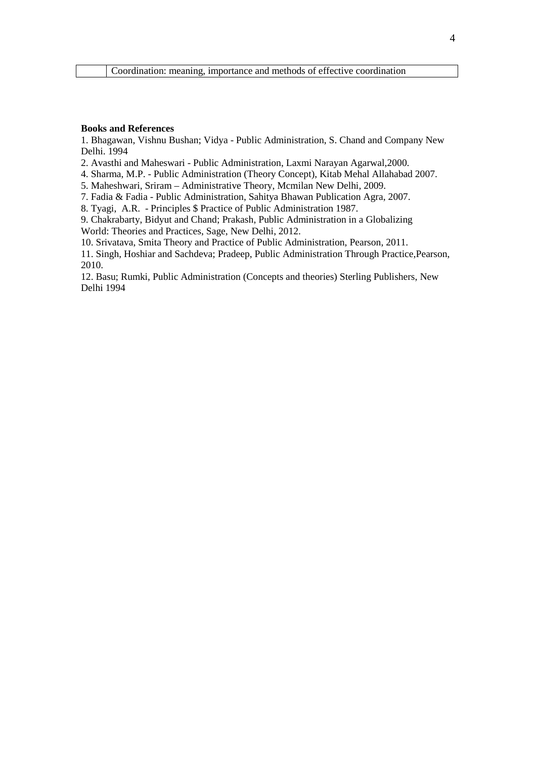|  | Coordination: meaning, importance and methods of effective coordination |
|---|---|

**Books and References**

1. Bhagawan, Vishnu Bushan; Vidya - Public Administration, S. Chand and Company New Delhi. 1994
2. Avasthi and Maheswari - Public Administration, Laxmi Narayan Agarwal,2000.
4. Sharma, M.P. - Public Administration (Theory Concept), Kitab Mehal Allahabad 2007.
5. Maheshwari, Sriram – Administrative Theory, Mcmilan New Delhi, 2009.
7. Fadia & Fadia - Public Administration, Sahitya Bhawan Publication Agra, 2007.
8. Tyagi, A.R. - Principles $ Practice of Public Administration 1987.
9. Chakrabarty, Bidyut and Chand; Prakash, Public Administration in a Globalizing World: Theories and Practices, Sage, New Delhi, 2012.
10. Srivatava, Smita Theory and Practice of Public Administration, Pearson, 2011.
11. Singh, Hoshiar and Sachdeva; Pradeep, Public Administration Through Practice,Pearson, 2010.
12. Basu; Rumki, Public Administration (Concepts and theories) Sterling Publishers, New Delhi 1994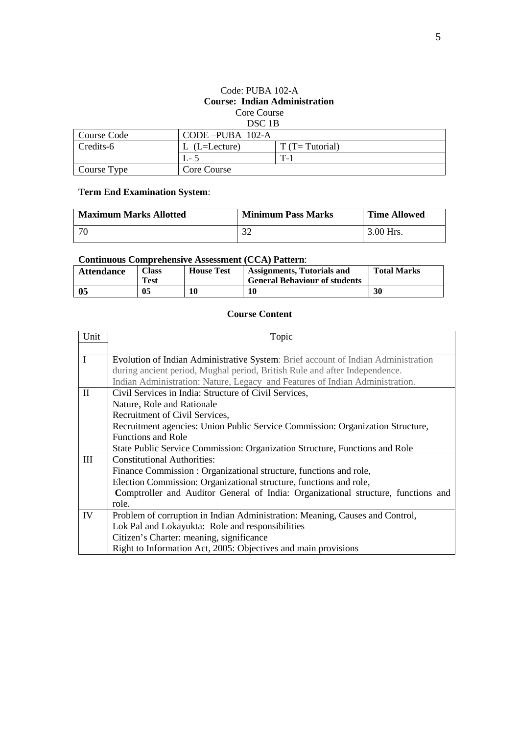Code: PUBA 102-A

**Course: Indian Administration**

Core Course

DSC 1B

| Course Code | CODE –PUBA 102-A | |
|---|---|---|
| Credits-6 | L (L=Lecture) | T (T= Tutorial) |
| | L- 5 | T-1 |
| Course Type | Core Course | |

**Term End Examination System**:

| Maximum Marks Allotted | Minimum Pass Marks | Time Allowed |
|---|---|---|
| 70 | 32 | 3.00 Hrs. |

**Continuous Comprehensive Assessment (CCA) Pattern**:

| Attendance | Class Test | House Test | Assignments, Tutorials and General Behaviour of students | Total Marks |
|---|---|---|---|---|
| **05** | **05** | **10** | **10** | **30** |

**Course Content**

| Unit | Topic |
|---|---|
| I | Evolution of Indian Administrative System: Brief account of Indian Administration during ancient period, Mughal period, British Rule and after Independence.<br>Indian Administration: Nature, Legacy and Features of Indian Administration. |
| II | Civil Services in India: Structure of Civil Services,<br>Nature, Role and Rationale<br>Recruitment of Civil Services,<br>Recruitment agencies: Union Public Service Commission: Organization Structure, Functions and Role<br>State Public Service Commission: Organization Structure, Functions and Role |
| III | Constitutional Authorities:<br>Finance Commission : Organizational structure, functions and role,<br>Election Commission: Organizational structure, functions and role,<br>Comptroller and Auditor General of India: Organizational structure, functions and role. |
| IV | Problem of corruption in Indian Administration: Meaning, Causes and Control,<br>Lok Pal and Lokayukta: Role and responsibilities<br>Citizen's Charter: meaning, significance<br>Right to Information Act, 2005: Objectives and main provisions |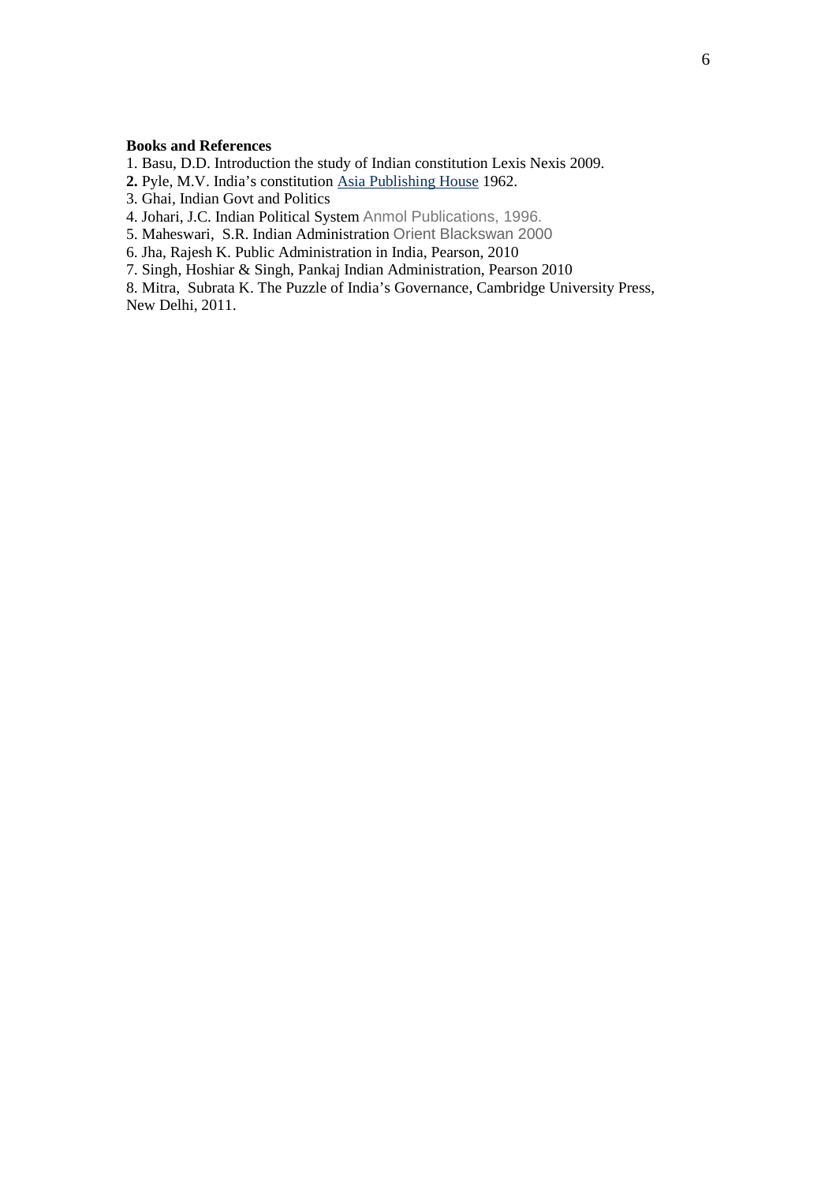**Books and References**

1. Basu, D.D. Introduction the study of Indian constitution Lexis Nexis 2009.
2. Pyle, M.V. India's constitution Asia Publishing House 1962.
3. Ghai, Indian Govt and Politics
4. Johari, J.C. Indian Political System Anmol Publications, 1996.
5. Maheswari, S.R. Indian Administration Orient Blackswan 2000
6. Jha, Rajesh K. Public Administration in India, Pearson, 2010
7. Singh, Hoshiar & Singh, Pankaj Indian Administration, Pearson 2010
8. Mitra, Subrata K. The Puzzle of India's Governance, Cambridge University Press, New Delhi, 2011.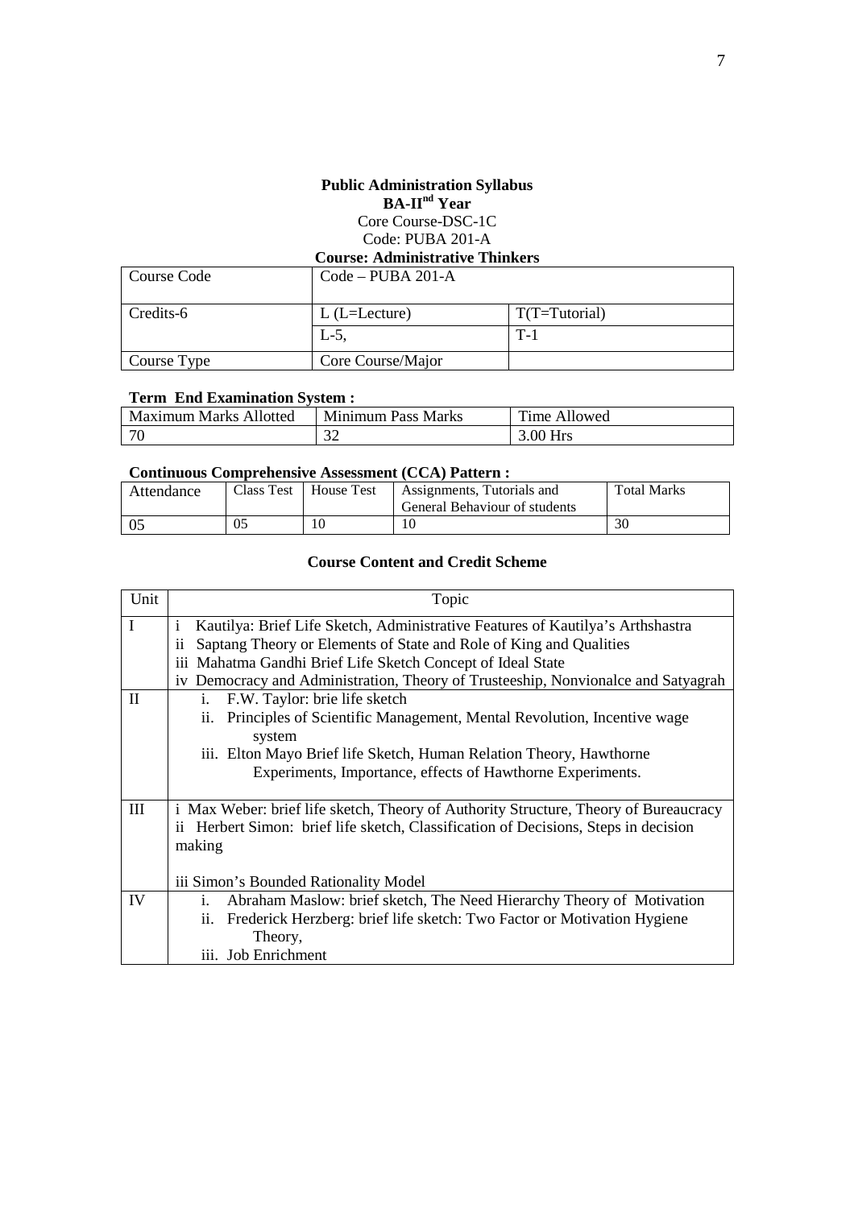# Public Administration Syllabus

## BA-II<sup>nd</sup> Year

Core Course-DSC-1C

Code: PUBA 201-A

**Course: Administrative Thinkers**

| Course Code | Code – PUBA 201-A | |
|---|---|---|
| Credits-6 | L (L=Lecture) | T(T=Tutorial) |
| | L-5, | T-1 |
| Course Type | Core Course/Major | |

**Term End Examination System :**

| Maximum Marks Allotted | Minimum Pass Marks | Time Allowed |
|---|---|---|
| 70 | 32 | 3.00 Hrs |

**Continuous Comprehensive Assessment (CCA) Pattern :**

| Attendance | Class Test | House Test | Assignments, Tutorials and General Behaviour of students | Total Marks |
|---|---|---|---|---|
| 05 | 05 | 10 | 10 | 30 |

**Course Content and Credit Scheme**

| Unit | Topic |
|---|---|
| I | i Kautilya: Brief Life Sketch, Administrative Features of Kautilya's Arthshastra<br>ii Saptang Theory or Elements of State and Role of King and Qualities<br>iii Mahatma Gandhi Brief Life Sketch Concept of Ideal State<br>iv Democracy and Administration, Theory of Trusteeship, Nonvionalce and Satyagrah |
| II | i. F.W. Taylor: brie life sketch<br>ii. Principles of Scientific Management, Mental Revolution, Incentive wage system<br>iii. Elton Mayo Brief life Sketch, Human Relation Theory, Hawthorne Experiments, Importance, effects of Hawthorne Experiments. |
| III | i Max Weber: brief life sketch, Theory of Authority Structure, Theory of Bureaucracy<br>ii Herbert Simon: brief life sketch, Classification of Decisions, Steps in decision making<br><br>iii Simon's Bounded Rationality Model |
| IV | i. Abraham Maslow: brief sketch, The Need Hierarchy Theory of Motivation<br>ii. Frederick Herzberg: brief life sketch: Two Factor or Motivation Hygiene Theory,<br>iii. Job Enrichment |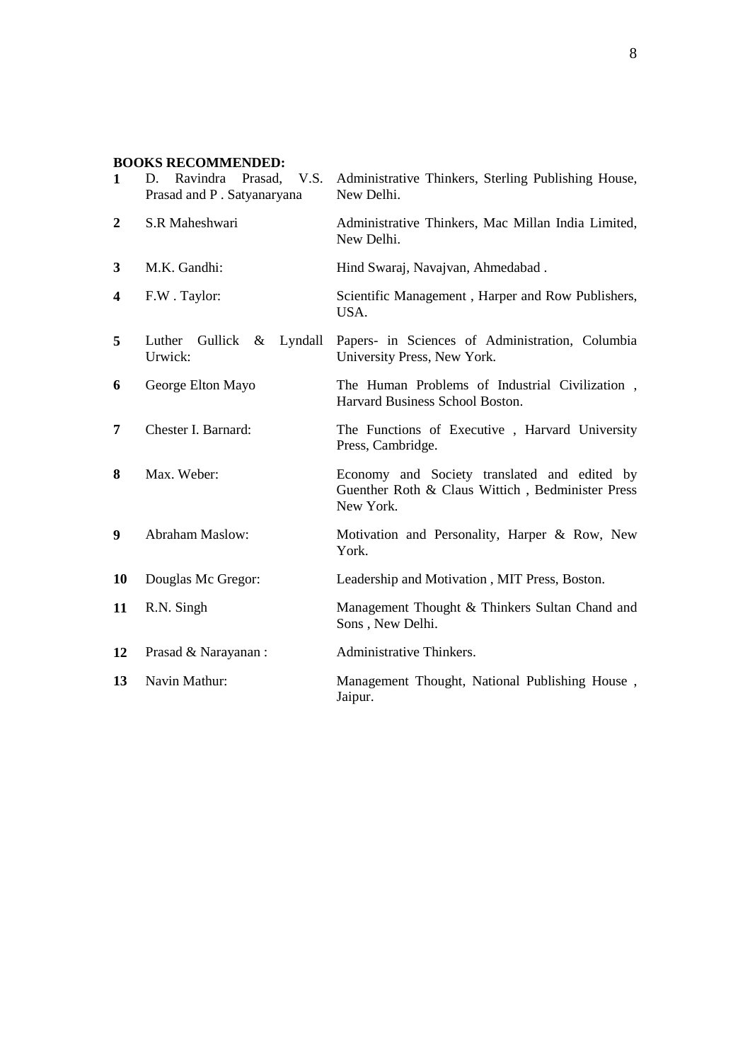**BOOKS RECOMMENDED:**

| | | |
|---|---|---|
| **1** | D. Ravindra Prasad, V.S. Prasad and P . Satyanaryana | Administrative Thinkers, Sterling Publishing House, New Delhi. |
| **2** | S.R Maheshwari | Administrative Thinkers, Mac Millan India Limited, New Delhi. |
| **3** | M.K. Gandhi: | Hind Swaraj, Navajvan, Ahmedabad . |
| **4** | F.W . Taylor: | Scientific Management , Harper and Row Publishers, USA. |
| **5** | Luther Gullick & Lyndall Urwick: | Papers- in Sciences of Administration, Columbia University Press, New York. |
| **6** | George Elton Mayo | The Human Problems of Industrial Civilization , Harvard Business School Boston. |
| **7** | Chester I. Barnard: | The Functions of Executive , Harvard University Press, Cambridge. |
| **8** | Max. Weber: | Economy and Society translated and edited by Guenther Roth & Claus Wittich , Bedminister Press New York. |
| **9** | Abraham Maslow: | Motivation and Personality, Harper & Row, New York. |
| **10** | Douglas Mc Gregor: | Leadership and Motivation , MIT Press, Boston. |
| **11** | R.N. Singh | Management Thought & Thinkers Sultan Chand and Sons , New Delhi. |
| **12** | Prasad & Narayanan : | Administrative Thinkers. |
| **13** | Navin Mathur: | Management Thought, National Publishing House , Jaipur. |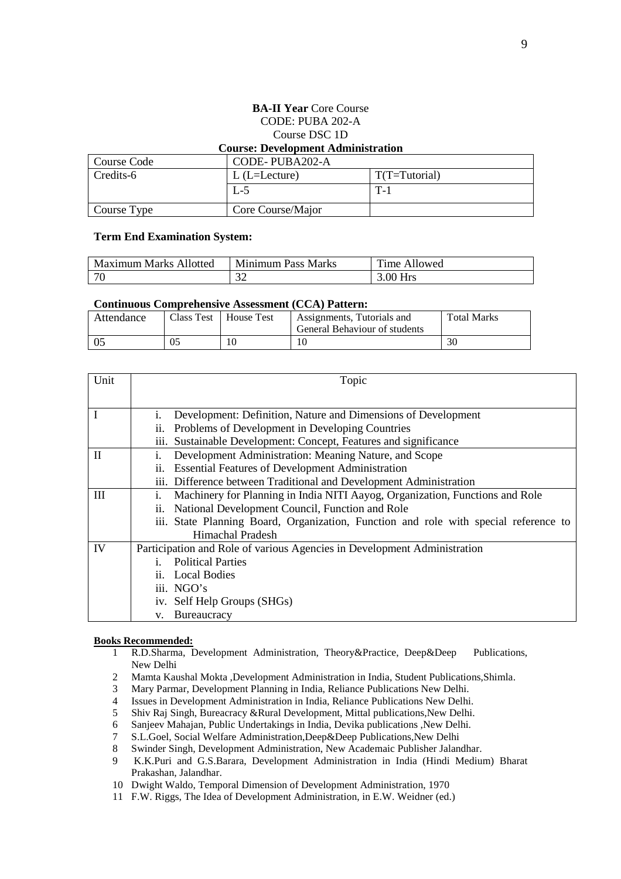**BA-II Year** Core Course
CODE: PUBA 202-A
Course DSC 1D
**Course: Development Administration**

| Course Code | CODE- PUBA202-A | |
|---|---|---|
| Credits-6 | L (L=Lecture) | T(T=Tutorial) |
| | L-5 | T-1 |
| Course Type | Core Course/Major | |

**Term End Examination System:**

| Maximum Marks Allotted | Minimum Pass Marks | Time Allowed |
|---|---|---|
| 70 | 32 | 3.00 Hrs |

**Continuous Comprehensive Assessment (CCA) Pattern:**

| Attendance | Class Test | House Test | Assignments, Tutorials and General Behaviour of students | Total Marks |
|---|---|---|---|---|
| 05 | 05 | 10 | 10 | 30 |

| Unit | Topic |
|---|---|
| I | i. Development: Definition, Nature and Dimensions of Development<br>ii. Problems of Development in Developing Countries<br>iii. Sustainable Development: Concept, Features and significance |
| II | i. Development Administration: Meaning Nature, and Scope<br>ii. Essential Features of Development Administration<br>iii. Difference between Traditional and Development Administration |
| III | i. Machinery for Planning in India NITI Aayog, Organization, Functions and Role<br>ii. National Development Council, Function and Role<br>iii. State Planning Board, Organization, Function and role with special reference to Himachal Pradesh |
| IV | Participation and Role of various Agencies in Development Administration<br>i. Political Parties<br>ii. Local Bodies<br>iii. NGO's<br>iv. Self Help Groups (SHGs)<br>v. Bureaucracy |

**Books Recommended:**

1. R.D.Sharma, Development Administration, Theory&Practice, Deep&Deep Publications, New Delhi
2. Mamta Kaushal Mokta ,Development Administration in India, Student Publications,Shimla.
3. Mary Parmar, Development Planning in India, Reliance Publications New Delhi.
4. Issues in Development Administration in India, Reliance Publications New Delhi.
5. Shiv Raj Singh, Bureacracy &Rural Development, Mittal publications,New Delhi.
6. Sanjeev Mahajan, Public Undertakings in India, Devika publications ,New Delhi.
7. S.L.Goel, Social Welfare Administration,Deep&Deep Publications,New Delhi
8. Swinder Singh, Development Administration, New Academaic Publisher Jalandhar.
9. K.K.Puri and G.S.Barara, Development Administration in India (Hindi Medium) Bharat Prakashan, Jalandhar.
10. Dwight Waldo, Temporal Dimension of Development Administration, 1970
11. F.W. Riggs, The Idea of Development Administration, in E.W. Weidner (ed.)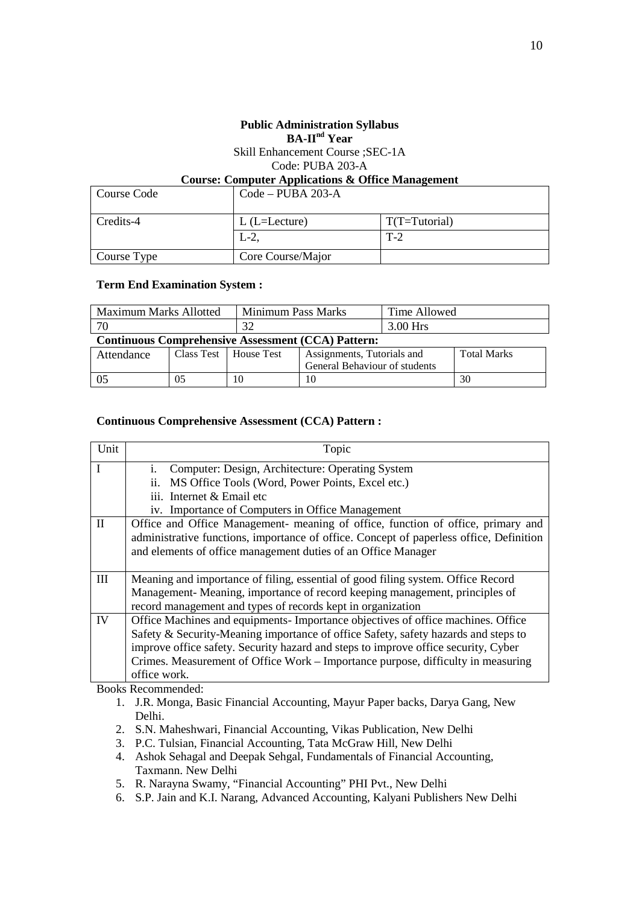**Public Administration Syllabus**
**BA-II nd Year**
Skill Enhancement Course ;SEC-1A
Code: PUBA 203-A
**Course: Computer Applications & Office Management**

| Course Code | Code – PUBA 203-A | |
|---|---|---|
| Credits-4 | L (L=Lecture) | T(T=Tutorial) |
| | L-2, | T-2 |
| Course Type | Core Course/Major | |

**Term End Examination System :**

| Maximum Marks Allotted | Minimum Pass Marks | Time Allowed |
|---|---|---|
| 70 | 32 | 3.00 Hrs |

**Continuous Comprehensive Assessment (CCA) Pattern:**

| Attendance | Class Test | House Test | Assignments, Tutorials and General Behaviour of students | Total Marks |
|---|---|---|---|---|
| 05 | 05 | 10 | 10 | 30 |

**Continuous Comprehensive Assessment (CCA) Pattern :**

| Unit | Topic |
|---|---|
| I | i. Computer: Design, Architecture: Operating System<br>ii. MS Office Tools (Word, Power Points, Excel etc.)<br>iii. Internet & Email etc<br>iv. Importance of Computers in Office Management |
| II | Office and Office Management- meaning of office, function of office, primary and administrative functions, importance of office. Concept of paperless office, Definition and elements of office management duties of an Office Manager |
| III | Meaning and importance of filing, essential of good filing system. Office Record Management- Meaning, importance of record keeping management, principles of record management and types of records kept in organization |
| IV | Office Machines and equipments- Importance objectives of office machines. Office Safety & Security-Meaning importance of office Safety, safety hazards and steps to improve office safety. Security hazard and steps to improve office security, Cyber Crimes. Measurement of Office Work – Importance purpose, difficulty in measuring office work. |

Books Recommended:

1. J.R. Monga, Basic Financial Accounting, Mayur Paper backs, Darya Gang, New Delhi.
2. S.N. Maheshwari, Financial Accounting, Vikas Publication, New Delhi
3. P.C. Tulsian, Financial Accounting, Tata McGraw Hill, New Delhi
4. Ashok Sehagal and Deepak Sehgal, Fundamentals of Financial Accounting, Taxmann. New Delhi
5. R. Narayna Swamy, "Financial Accounting" PHI Pvt., New Delhi
6. S.P. Jain and K.I. Narang, Advanced Accounting, Kalyani Publishers New Delhi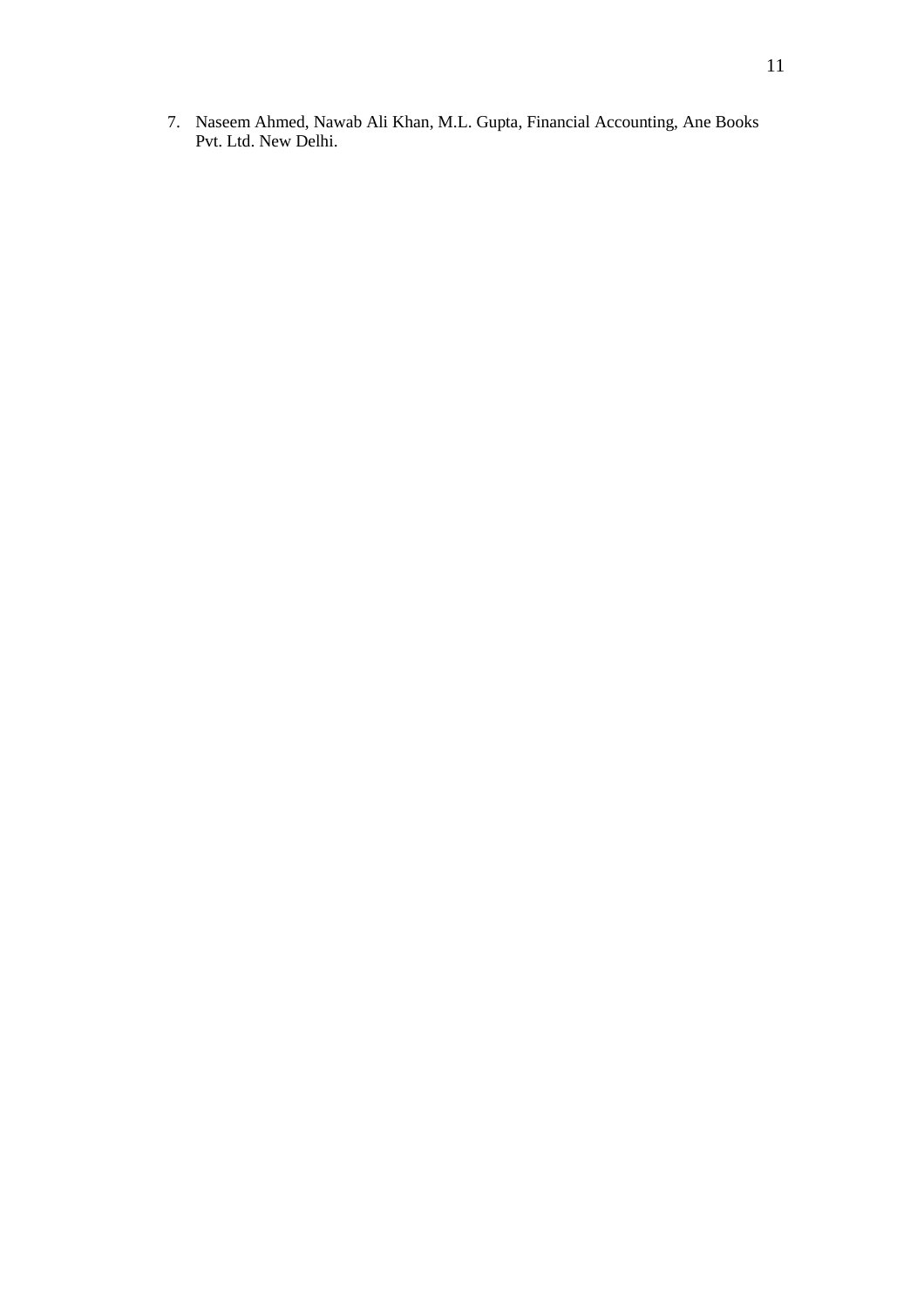7. Naseem Ahmed, Nawab Ali Khan, M.L. Gupta, Financial Accounting, Ane Books Pvt. Ltd. New Delhi.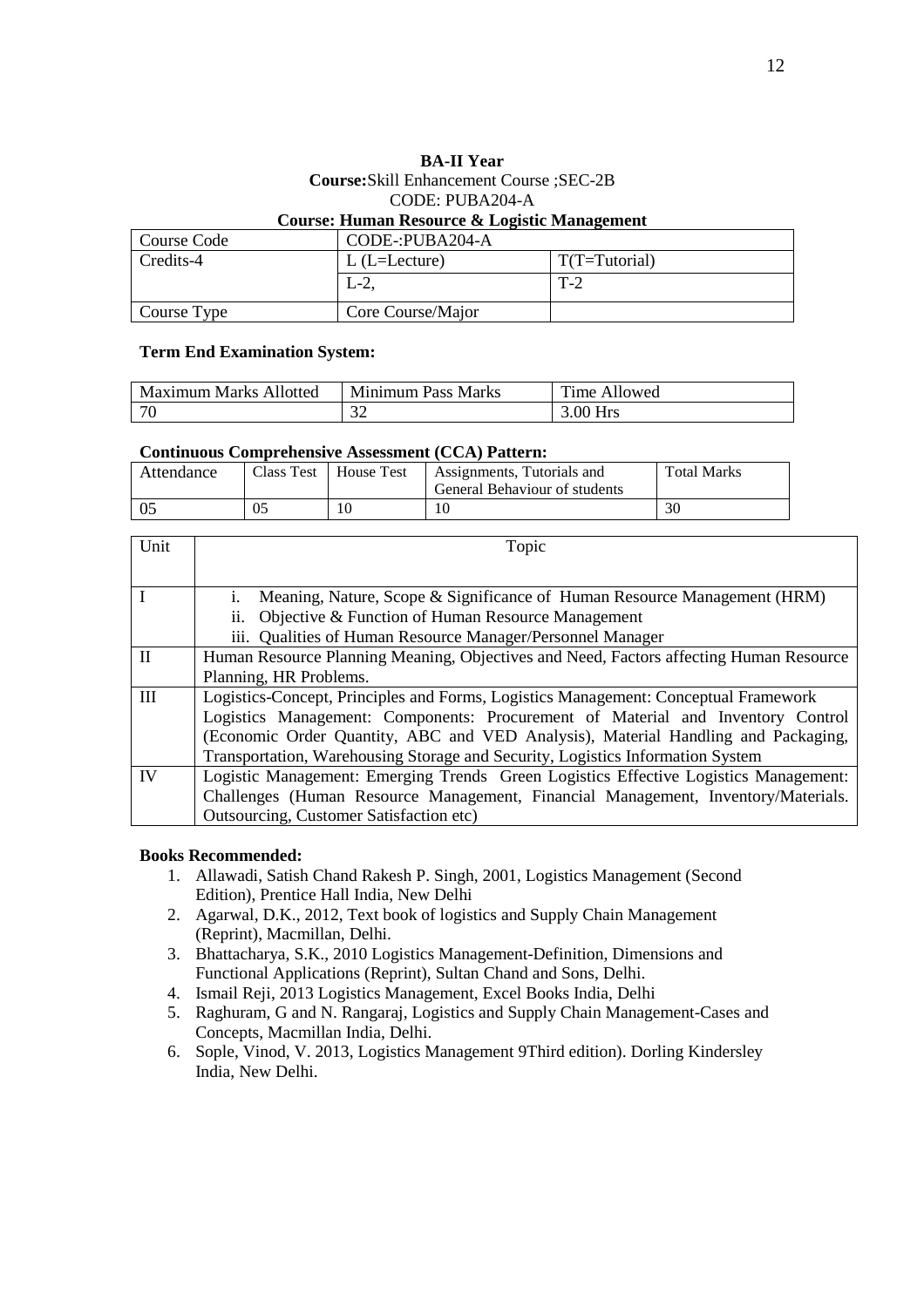**BA-II Year**

**Course:** Skill Enhancement Course ;SEC-2B

CODE: PUBA204-A

**Course: Human Resource & Logistic Management**

| Course Code | CODE-:PUBA204-A | |
|---|---|---|
| Credits-4 | L (L=Lecture) | T(T=Tutorial) |
| | L-2, | T-2 |
| Course Type | Core Course/Major | |

**Term End Examination System:**

| Maximum Marks Allotted | Minimum Pass Marks | Time Allowed |
|---|---|---|
| 70 | 32 | 3.00 Hrs |

**Continuous Comprehensive Assessment (CCA) Pattern:**

| Attendance | Class Test | House Test | Assignments, Tutorials and General Behaviour of students | Total Marks |
|---|---|---|---|---|
| 05 | 05 | 10 | 10 | 30 |

| Unit | Topic |
|---|---|
| I | i. Meaning, Nature, Scope & Significance of Human Resource Management (HRM)<br>ii. Objective & Function of Human Resource Management<br>iii. Qualities of Human Resource Manager/Personnel Manager |
| II | Human Resource Planning Meaning, Objectives and Need, Factors affecting Human Resource Planning, HR Problems. |
| III | Logistics-Concept, Principles and Forms, Logistics Management: Conceptual Framework Logistics Management: Components: Procurement of Material and Inventory Control (Economic Order Quantity, ABC and VED Analysis), Material Handling and Packaging, Transportation, Warehousing Storage and Security, Logistics Information System |
| IV | Logistic Management: Emerging Trends Green Logistics Effective Logistics Management: Challenges (Human Resource Management, Financial Management, Inventory/Materials. Outsourcing, Customer Satisfaction etc) |

**Books Recommended:**

1. Allawadi, Satish Chand Rakesh P. Singh, 2001, Logistics Management (Second Edition), Prentice Hall India, New Delhi
2. Agarwal, D.K., 2012, Text book of logistics and Supply Chain Management (Reprint), Macmillan, Delhi.
3. Bhattacharya, S.K., 2010 Logistics Management-Definition, Dimensions and Functional Applications (Reprint), Sultan Chand and Sons, Delhi.
4. Ismail Reji, 2013 Logistics Management, Excel Books India, Delhi
5. Raghuram, G and N. Rangaraj, Logistics and Supply Chain Management-Cases and Concepts, Macmillan India, Delhi.
6. Sople, Vinod, V. 2013, Logistics Management 9Third edition). Dorling Kindersley India, New Delhi.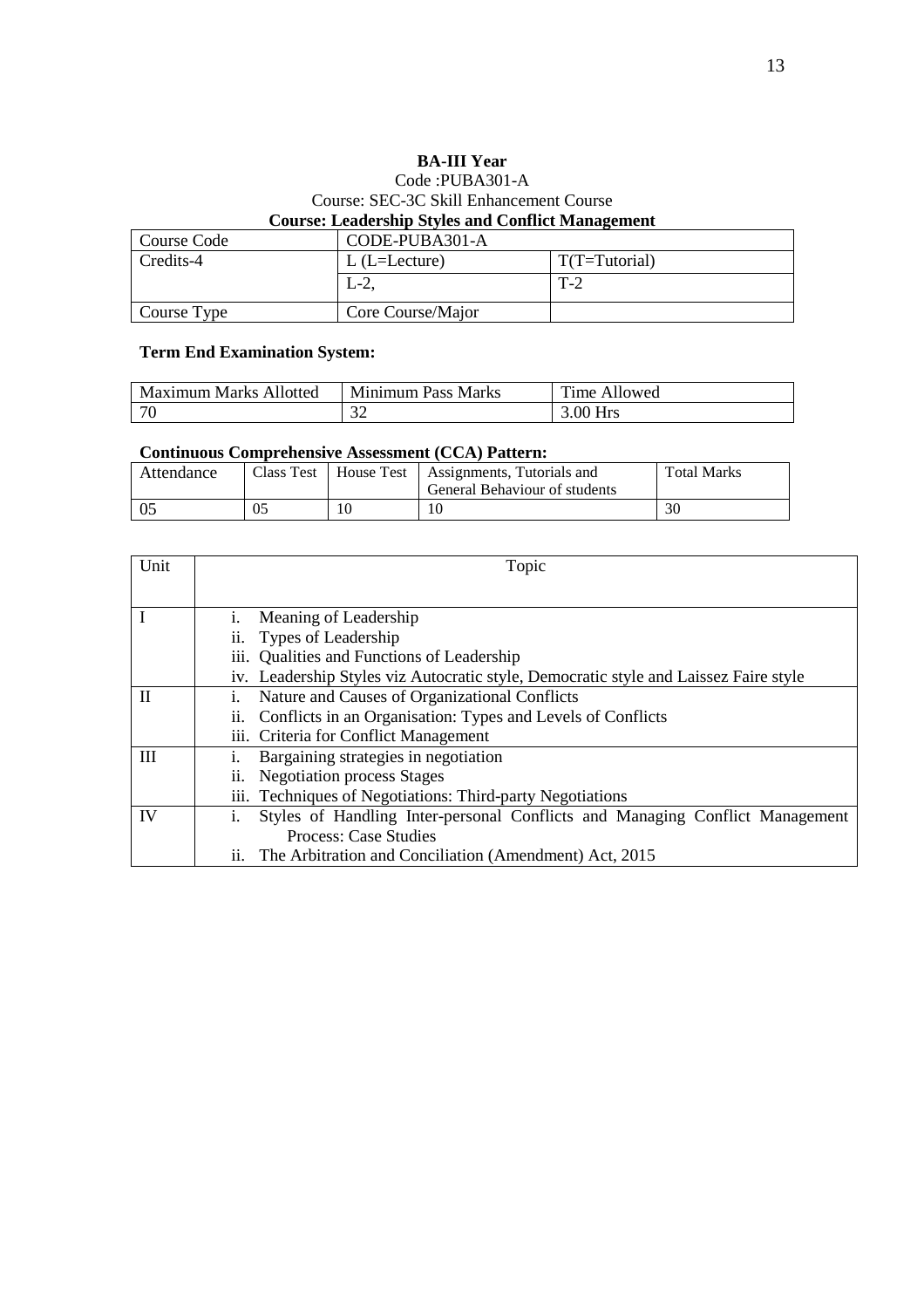**BA-III Year**

Code :PUBA301-A

Course: SEC-3C Skill Enhancement Course

**Course: Leadership Styles and Conflict Management**

| Course Code | CODE-PUBA301-A | |
|---|---|---|
| Credits-4 | L (L=Lecture) | T(T=Tutorial) |
| | L-2, | T-2 |
| Course Type | Core Course/Major | |

**Term End Examination System:**

| Maximum Marks Allotted | Minimum Pass Marks | Time Allowed |
|---|---|---|
| 70 | 32 | 3.00 Hrs |

**Continuous Comprehensive Assessment (CCA) Pattern:**

| Attendance | Class Test | House Test | Assignments, Tutorials and General Behaviour of students | Total Marks |
|---|---|---|---|---|
| 05 | 05 | 10 | 10 | 30 |

| Unit | Topic |
|---|---|
| I | i. Meaning of Leadership<br>ii. Types of Leadership<br>iii. Qualities and Functions of Leadership<br>iv. Leadership Styles viz Autocratic style, Democratic style and Laissez Faire style |
| II | i. Nature and Causes of Organizational Conflicts<br>ii. Conflicts in an Organisation: Types and Levels of Conflicts<br>iii. Criteria for Conflict Management |
| III | i. Bargaining strategies in negotiation<br>ii. Negotiation process Stages<br>iii. Techniques of Negotiations: Third-party Negotiations |
| IV | i. Styles of Handling Inter-personal Conflicts and Managing Conflict Management Process: Case Studies<br>ii. The Arbitration and Conciliation (Amendment) Act, 2015 |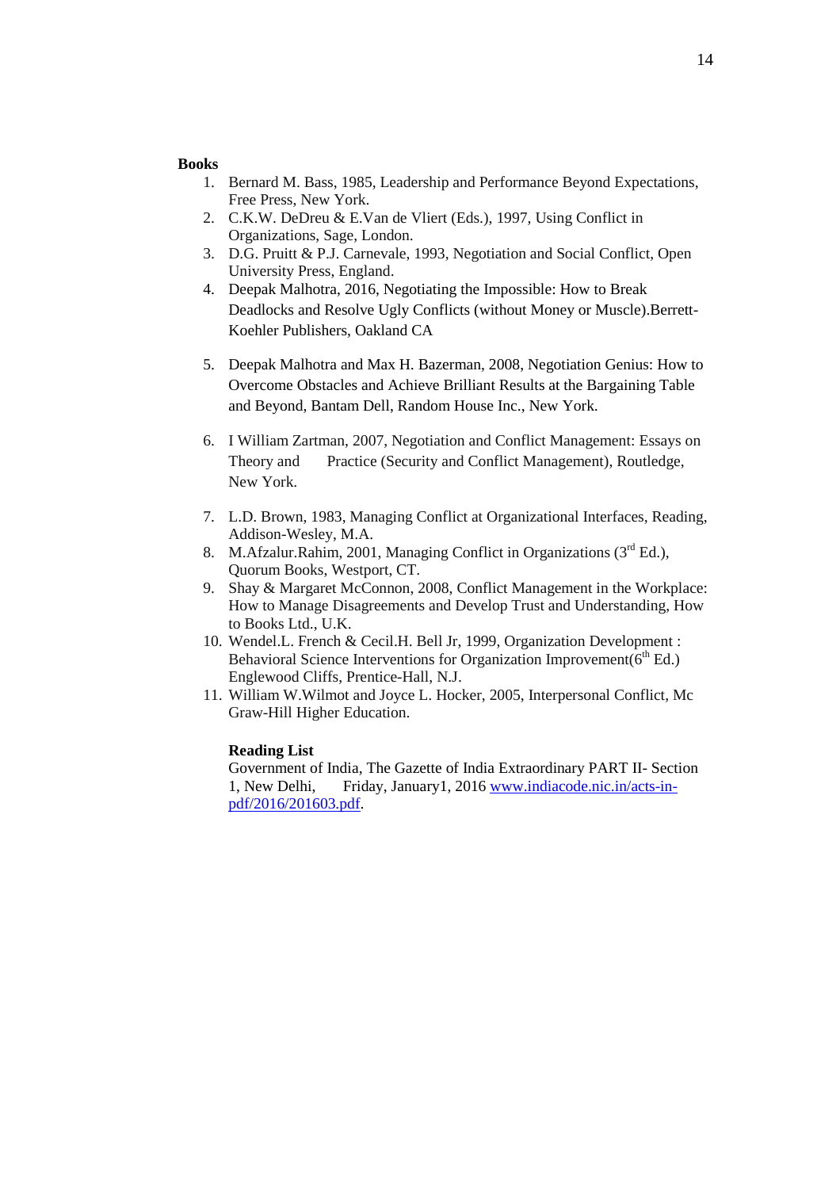**Books**

1. Bernard M. Bass, 1985, Leadership and Performance Beyond Expectations, Free Press, New York.
2. C.K.W. DeDreu & E.Van de Vliert (Eds.), 1997, Using Conflict in Organizations, Sage, London.
3. D.G. Pruitt & P.J. Carnevale, 1993, Negotiation and Social Conflict, Open University Press, England.
4. Deepak Malhotra, 2016, Negotiating the Impossible: How to Break Deadlocks and Resolve Ugly Conflicts (without Money or Muscle).Berrett-Koehler Publishers, Oakland CA
5. Deepak Malhotra and Max H. Bazerman, 2008, Negotiation Genius: How to Overcome Obstacles and Achieve Brilliant Results at the Bargaining Table and Beyond, Bantam Dell, Random House Inc., New York.
6. I William Zartman, 2007, Negotiation and Conflict Management: Essays on Theory and Practice (Security and Conflict Management), Routledge, New York.
7. L.D. Brown, 1983, Managing Conflict at Organizational Interfaces, Reading, Addison-Wesley, M.A.
8. M.Afzalur.Rahim, 2001, Managing Conflict in Organizations (3rd Ed.), Quorum Books, Westport, CT.
9. Shay & Margaret McConnon, 2008, Conflict Management in the Workplace: How to Manage Disagreements and Develop Trust and Understanding, How to Books Ltd., U.K.
10. Wendel.L. French & Cecil.H. Bell Jr, 1999, Organization Development : Behavioral Science Interventions for Organization Improvement(6th Ed.) Englewood Cliffs, Prentice-Hall, N.J.
11. William W.Wilmot and Joyce L. Hocker, 2005, Interpersonal Conflict, Mc Graw-Hill Higher Education.

**Reading List**

Government of India, The Gazette of India Extraordinary PART II- Section 1, New Delhi, Friday, January1, 2016 www.indiacode.nic.in/acts-in-pdf/2016/201603.pdf.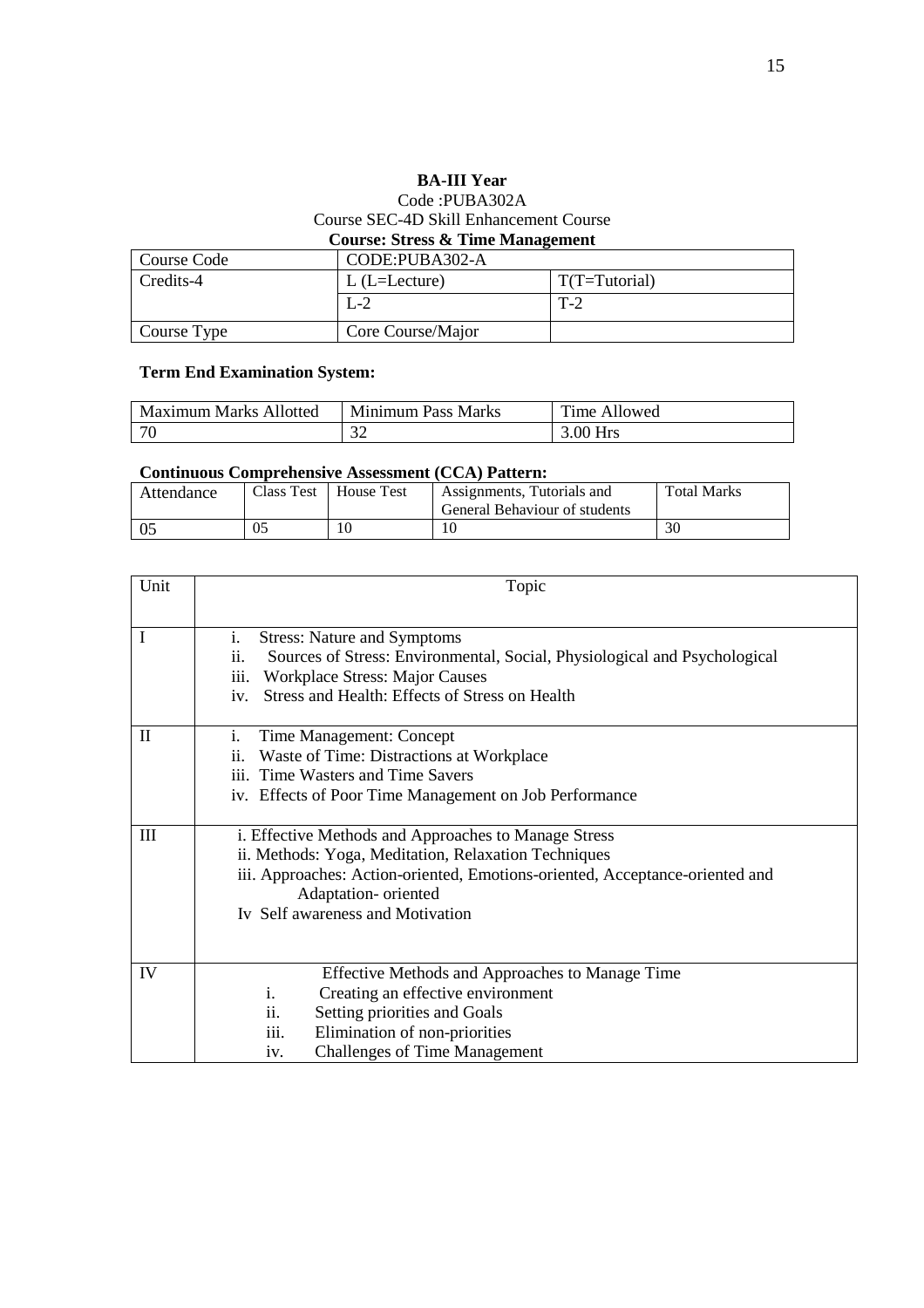**BA-III Year**

Code :PUBA302A

Course SEC-4D Skill Enhancement Course

**Course: Stress & Time Management**

| Course Code | CODE:PUBA302-A | |
|---|---|---|
| Credits-4 | L (L=Lecture) | T(T=Tutorial) |
| | L-2 | T-2 |
| Course Type | Core Course/Major | |

**Term End Examination System:**

| Maximum Marks Allotted | Minimum Pass Marks | Time Allowed |
|---|---|---|
| 70 | 32 | 3.00 Hrs |

**Continuous Comprehensive Assessment (CCA) Pattern:**

| Attendance | Class Test | House Test | Assignments, Tutorials and General Behaviour of students | Total Marks |
|---|---|---|---|---|
| 05 | 05 | 10 | 10 | 30 |

| Unit | Topic |
|---|---|
| I | i. Stress: Nature and Symptoms<br>ii. Sources of Stress: Environmental, Social, Physiological and Psychological<br>iii. Workplace Stress: Major Causes<br>iv. Stress and Health: Effects of Stress on Health |
| II | i. Time Management: Concept<br>ii. Waste of Time: Distractions at Workplace<br>iii. Time Wasters and Time Savers<br>iv. Effects of Poor Time Management on Job Performance |
| III | i. Effective Methods and Approaches to Manage Stress<br>ii. Methods: Yoga, Meditation, Relaxation Techniques<br>iii. Approaches: Action-oriented, Emotions-oriented, Acceptance-oriented and Adaptation- oriented<br>Iv Self awareness and Motivation |
| IV | Effective Methods and Approaches to Manage Time<br>i. Creating an effective environment<br>ii. Setting priorities and Goals<br>iii. Elimination of non-priorities<br>iv. Challenges of Time Management |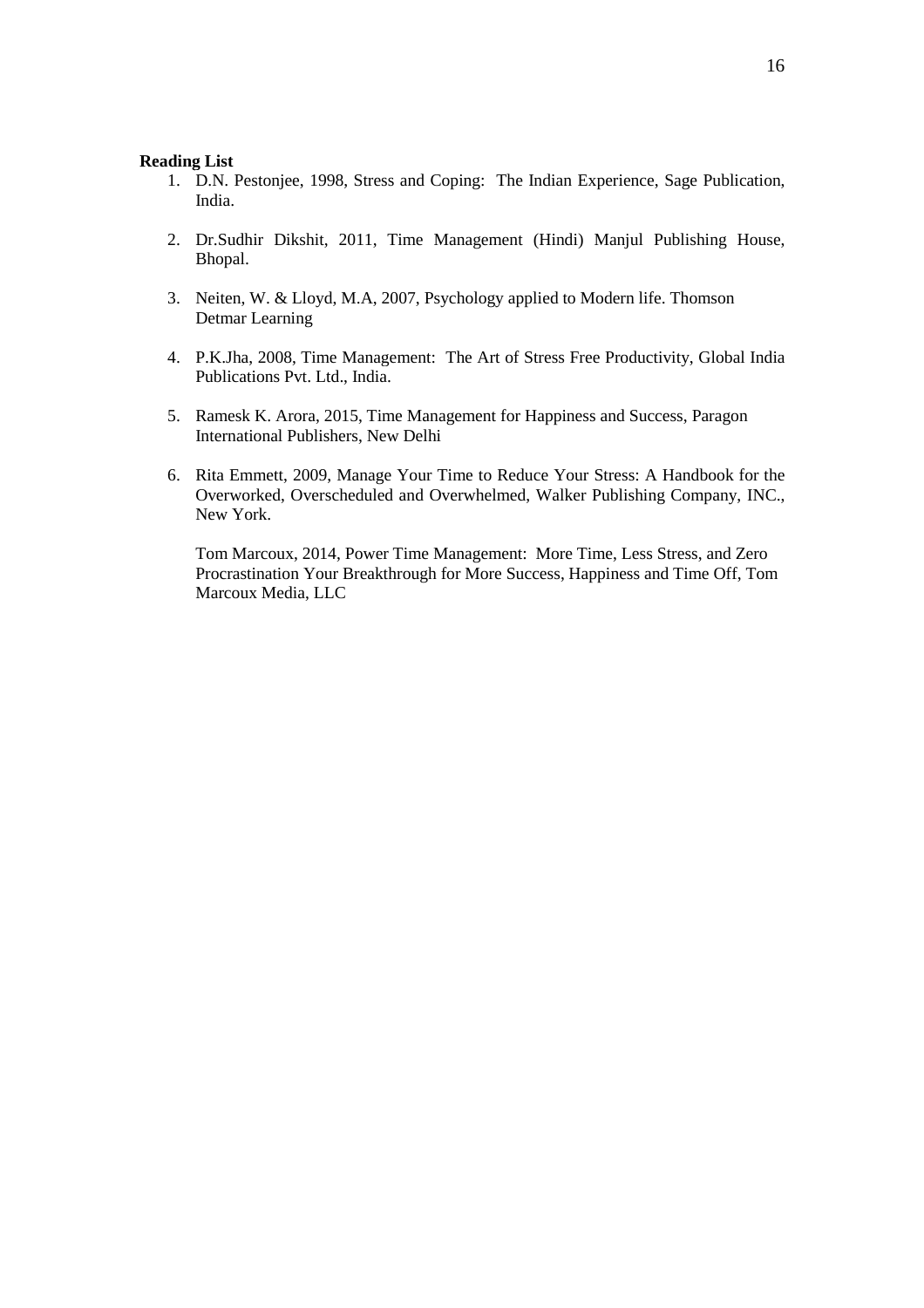**Reading List**

1. D.N. Pestonjee, 1998, Stress and Coping: The Indian Experience, Sage Publication, India.

2. Dr.Sudhir Dikshit, 2011, Time Management (Hindi) Manjul Publishing House, Bhopal.

3. Neiten, W. & Lloyd, M.A, 2007, Psychology applied to Modern life. Thomson Detmar Learning

4. P.K.Jha, 2008, Time Management: The Art of Stress Free Productivity, Global India Publications Pvt. Ltd., India.

5. Ramesk K. Arora, 2015, Time Management for Happiness and Success, Paragon International Publishers, New Delhi

6. Rita Emmett, 2009, Manage Your Time to Reduce Your Stress: A Handbook for the Overworked, Overscheduled and Overwhelmed, Walker Publishing Company, INC., New York.

   Tom Marcoux, 2014, Power Time Management: More Time, Less Stress, and Zero Procrastination Your Breakthrough for More Success, Happiness and Time Off, Tom Marcoux Media, LLC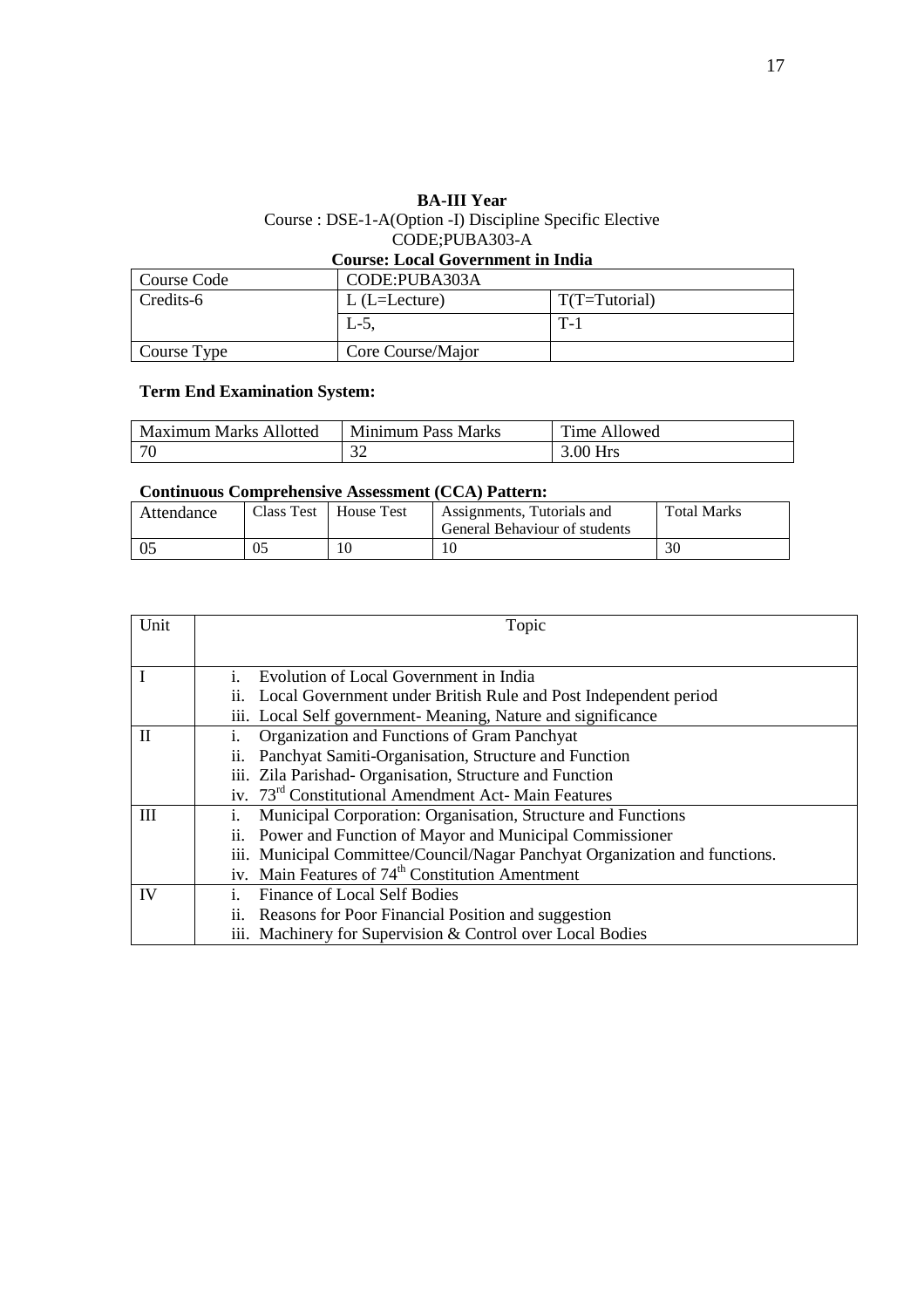**BA-III Year**

Course : DSE-1-A(Option -I) Discipline Specific Elective

CODE;PUBA303-A

**Course: Local Government in India**

| Course Code | CODE:PUBA303A | |
|---|---|---|
| Credits-6 | L (L=Lecture) | T(T=Tutorial) |
| | L-5, | T-1 |
| Course Type | Core Course/Major | |

**Term End Examination System:**

| Maximum Marks Allotted | Minimum Pass Marks | Time Allowed |
|---|---|---|
| 70 | 32 | 3.00 Hrs |

**Continuous Comprehensive Assessment (CCA) Pattern:**

| Attendance | Class Test | House Test | Assignments, Tutorials and General Behaviour of students | Total Marks |
|---|---|---|---|---|
| 05 | 05 | 10 | 10 | 30 |

| Unit | Topic |
|---|---|
| I | i. Evolution of Local Government in India<br>ii. Local Government under British Rule and Post Independent period<br>iii. Local Self government- Meaning, Nature and significance |
| II | i. Organization and Functions of Gram Panchyat<br>ii. Panchyat Samiti-Organisation, Structure and Function<br>iii. Zila Parishad- Organisation, Structure and Function<br>iv. 73rd Constitutional Amendment Act- Main Features |
| III | i. Municipal Corporation: Organisation, Structure and Functions<br>ii. Power and Function of Mayor and Municipal Commissioner<br>iii. Municipal Committee/Council/Nagar Panchyat Organization and functions.<br>iv. Main Features of 74th Constitution Amentment |
| IV | i. Finance of Local Self Bodies<br>ii. Reasons for Poor Financial Position and suggestion<br>iii. Machinery for Supervision & Control over Local Bodies |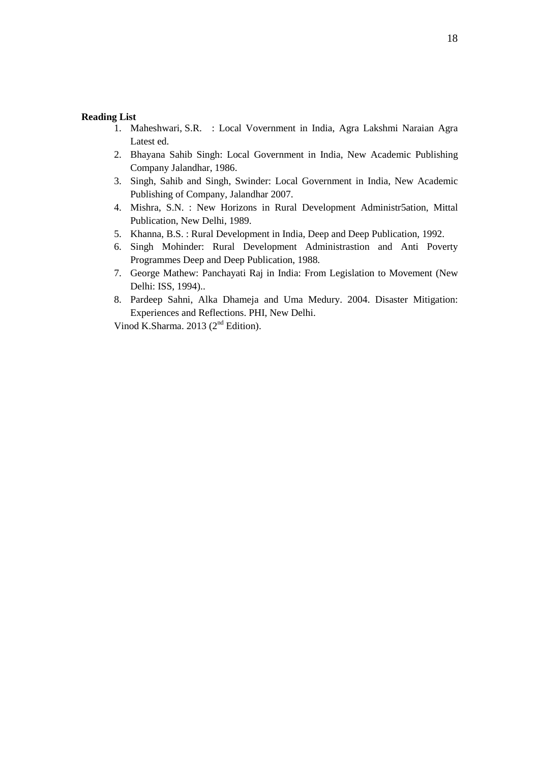**Reading List**

1. Maheshwari, S.R. : Local Vovernment in India, Agra Lakshmi Naraian Agra Latest ed.
2. Bhayana Sahib Singh: Local Government in India, New Academic Publishing Company Jalandhar, 1986.
3. Singh, Sahib and Singh, Swinder: Local Government in India, New Academic Publishing of Company, Jalandhar 2007.
4. Mishra, S.N. : New Horizons in Rural Development Administr5ation, Mittal Publication, New Delhi, 1989.
5. Khanna, B.S. : Rural Development in India, Deep and Deep Publication, 1992.
6. Singh Mohinder: Rural Development Administrastion and Anti Poverty Programmes Deep and Deep Publication, 1988.
7. George Mathew: Panchayati Raj in India: From Legislation to Movement (New Delhi: ISS, 1994)..
8. Pardeep Sahni, Alka Dhameja and Uma Medury. 2004. Disaster Mitigation: Experiences and Reflections. PHI, New Delhi.

Vinod K.Sharma. 2013 (2nd Edition).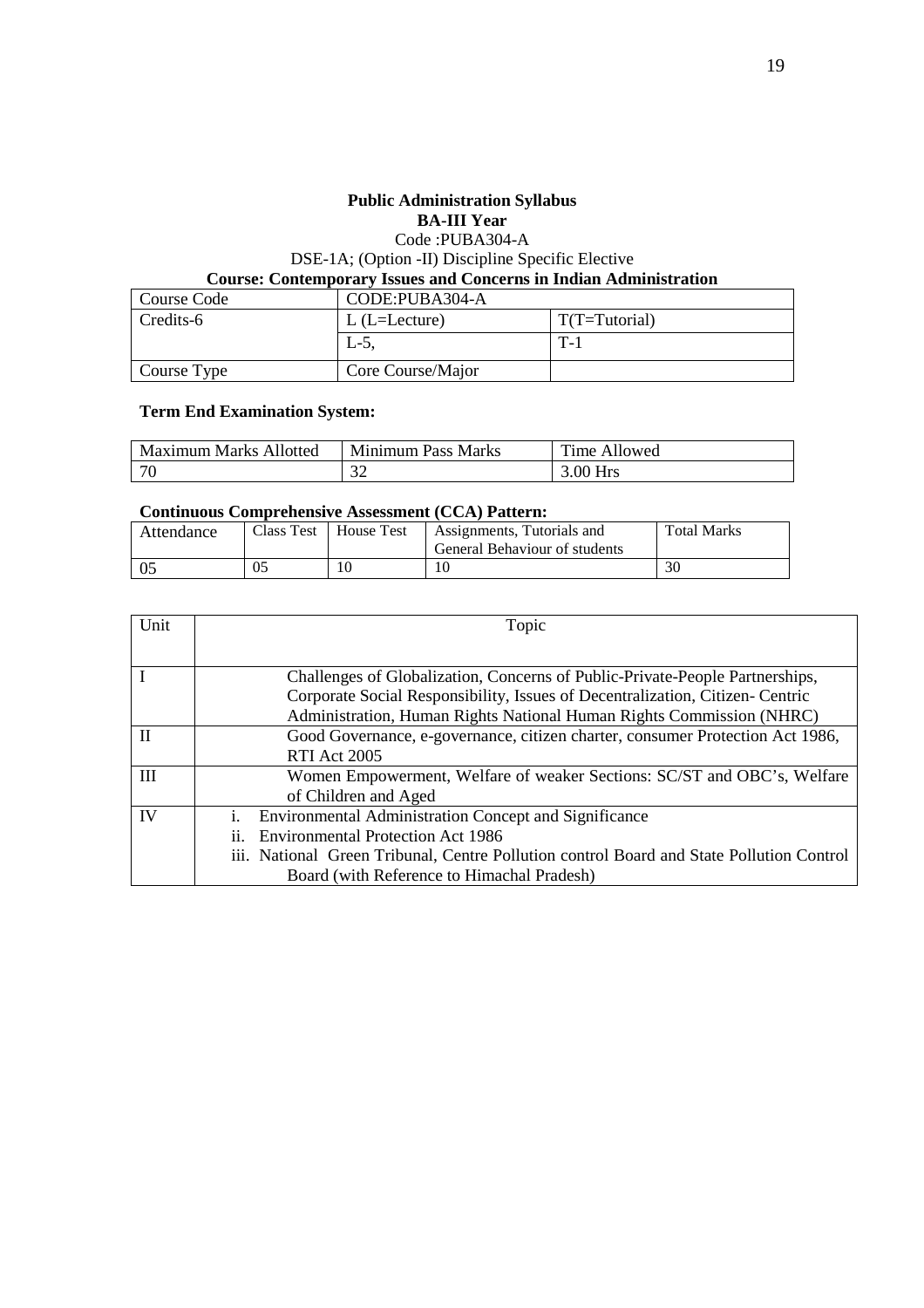**Public Administration Syllabus**

**BA-III Year**

Code :PUBA304-A

DSE-1A; (Option -II) Discipline Specific Elective

**Course: Contemporary Issues and Concerns in Indian Administration**

| Course Code | CODE:PUBA304-A | |
|---|---|---|
| Credits-6 | L (L=Lecture) | T(T=Tutorial) |
| | L-5, | T-1 |
| Course Type | Core Course/Major | |

**Term End Examination System:**

| Maximum Marks Allotted | Minimum Pass Marks | Time Allowed |
|---|---|---|
| 70 | 32 | 3.00 Hrs |

**Continuous Comprehensive Assessment (CCA) Pattern:**

| Attendance | Class Test | House Test | Assignments, Tutorials and General Behaviour of students | Total Marks |
|---|---|---|---|---|
| 05 | 05 | 10 | 10 | 30 |

| Unit | Topic |
|---|---|
| I | Challenges of Globalization, Concerns of Public-Private-People Partnerships, Corporate Social Responsibility, Issues of Decentralization, Citizen- Centric Administration, Human Rights National Human Rights Commission (NHRC) |
| II | Good Governance, e-governance, citizen charter, consumer Protection Act 1986, RTI Act 2005 |
| III | Women Empowerment, Welfare of weaker Sections: SC/ST and OBC's, Welfare of Children and Aged |
| IV | i. Environmental Administration Concept and Significance<br>ii. Environmental Protection Act 1986<br>iii. National Green Tribunal, Centre Pollution control Board and State Pollution Control Board (with Reference to Himachal Pradesh) |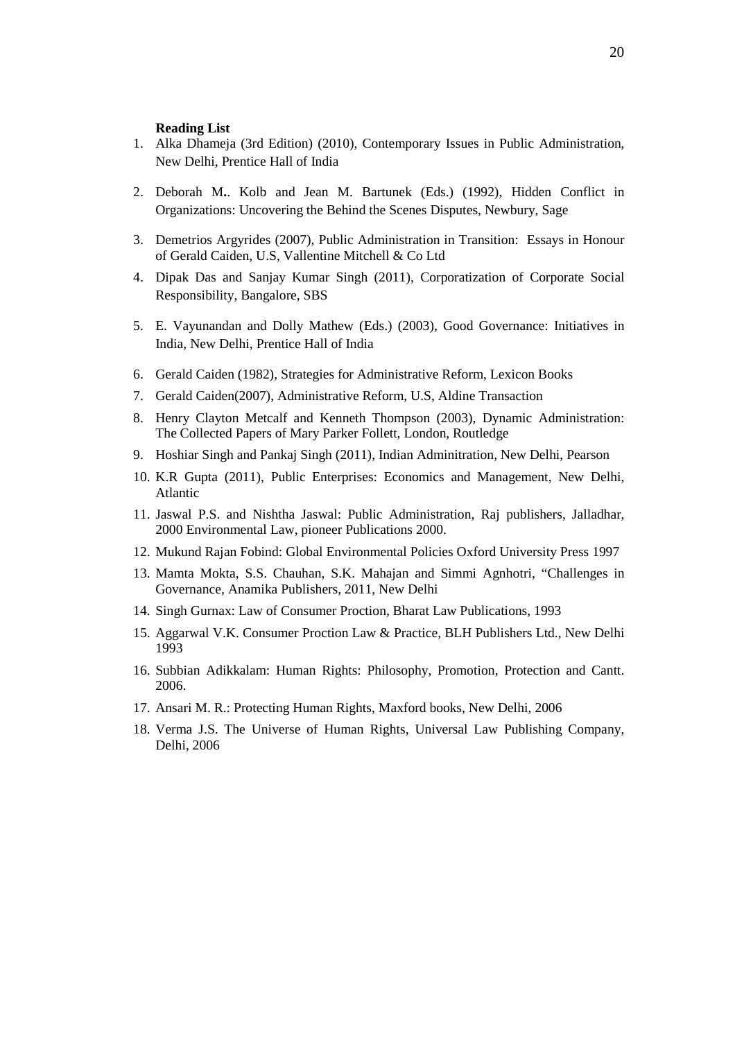**Reading List**

1. Alka Dhameja (3rd Edition) (2010), Contemporary Issues in Public Administration, New Delhi, Prentice Hall of India
2. Deborah M.. Kolb and Jean M. Bartunek (Eds.) (1992), Hidden Conflict in Organizations: Uncovering the Behind the Scenes Disputes, Newbury, Sage
3. Demetrios Argyrides (2007), Public Administration in Transition: Essays in Honour of Gerald Caiden, U.S, Vallentine Mitchell & Co Ltd
4. Dipak Das and Sanjay Kumar Singh (2011), Corporatization of Corporate Social Responsibility, Bangalore, SBS
5. E. Vayunandan and Dolly Mathew (Eds.) (2003), Good Governance: Initiatives in India, New Delhi, Prentice Hall of India
6. Gerald Caiden (1982), Strategies for Administrative Reform, Lexicon Books
7. Gerald Caiden(2007), Administrative Reform, U.S, Aldine Transaction
8. Henry Clayton Metcalf and Kenneth Thompson (2003), Dynamic Administration: The Collected Papers of Mary Parker Follett, London, Routledge
9. Hoshiar Singh and Pankaj Singh (2011), Indian Adminitration, New Delhi, Pearson
10. K.R Gupta (2011), Public Enterprises: Economics and Management, New Delhi, Atlantic
11. Jaswal P.S. and Nishtha Jaswal: Public Administration, Raj publishers, Jalladhar, 2000 Environmental Law, pioneer Publications 2000.
12. Mukund Rajan Fobind: Global Environmental Policies Oxford University Press 1997
13. Mamta Mokta, S.S. Chauhan, S.K. Mahajan and Simmi Agnhotri, "Challenges in Governance, Anamika Publishers, 2011, New Delhi
14. Singh Gurnax: Law of Consumer Proction, Bharat Law Publications, 1993
15. Aggarwal V.K. Consumer Proction Law & Practice, BLH Publishers Ltd., New Delhi 1993
16. Subbian Adikkalam: Human Rights: Philosophy, Promotion, Protection and Cantt. 2006.
17. Ansari M. R.: Protecting Human Rights, Maxford books, New Delhi, 2006
18. Verma J.S. The Universe of Human Rights, Universal Law Publishing Company, Delhi, 2006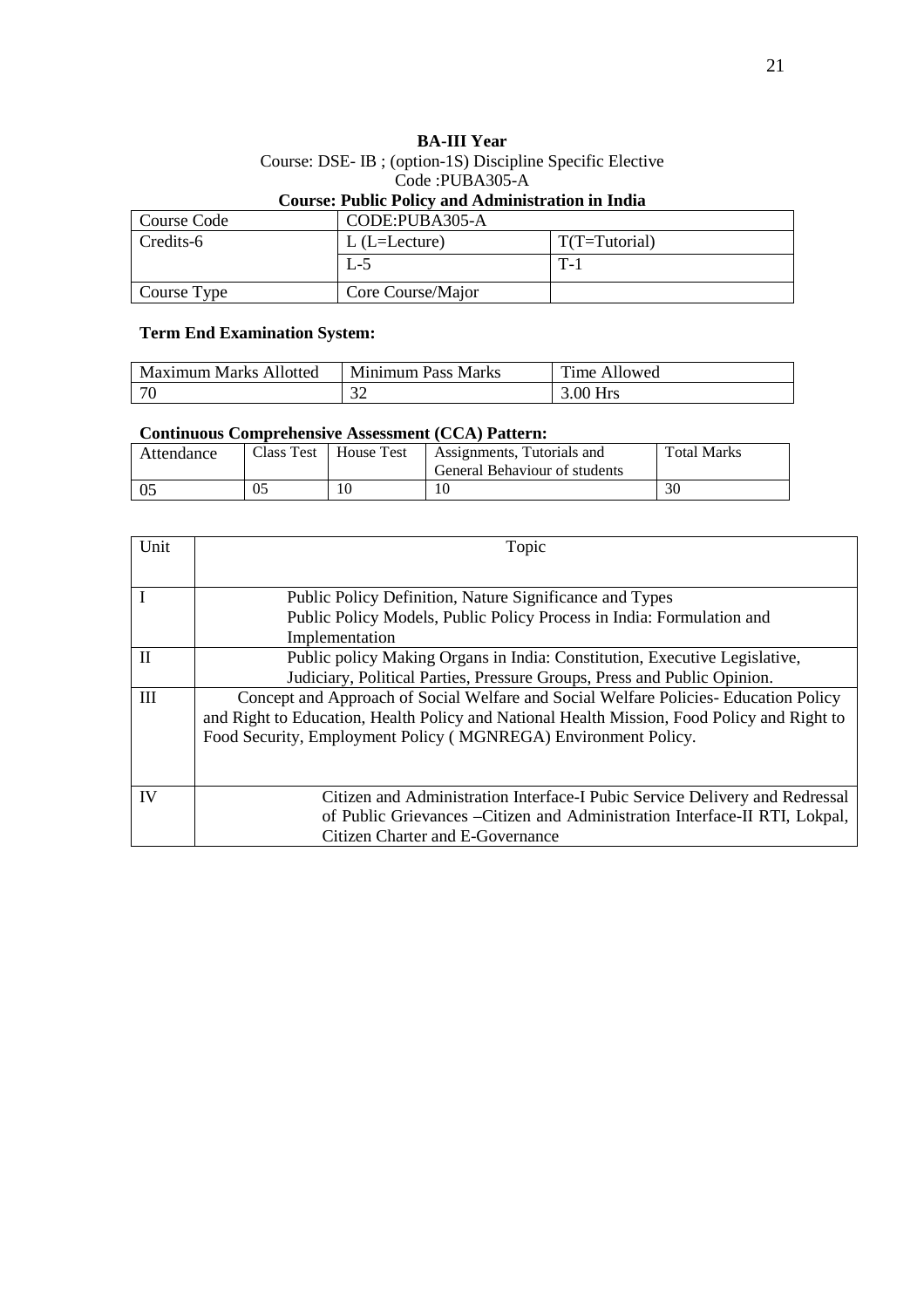**BA-III Year**

Course: DSE- IB ; (option-1S) Discipline Specific Elective

Code :PUBA305-A

**Course: Public Policy and Administration in India**

| Course Code | CODE:PUBA305-A | |
|---|---|---|
| Credits-6 | L (L=Lecture) | T(T=Tutorial) |
| | L-5 | T-1 |
| Course Type | Core Course/Major | |

**Term End Examination System:**

| Maximum Marks Allotted | Minimum Pass Marks | Time Allowed |
|---|---|---|
| 70 | 32 | 3.00 Hrs |

**Continuous Comprehensive Assessment (CCA) Pattern:**

| Attendance | Class Test | House Test | Assignments, Tutorials and General Behaviour of students | Total Marks |
|---|---|---|---|---|
| 05 | 05 | 10 | 10 | 30 |

| Unit | Topic |
|---|---|
| I | Public Policy Definition, Nature Significance and Types<br>Public Policy Models, Public Policy Process in India: Formulation and Implementation |
| II | Public policy Making Organs in India: Constitution, Executive Legislative, Judiciary, Political Parties, Pressure Groups, Press and Public Opinion. |
| III | Concept and Approach of Social Welfare and Social Welfare Policies- Education Policy and Right to Education, Health Policy and National Health Mission, Food Policy and Right to Food Security, Employment Policy ( MGNREGA) Environment Policy. |
| IV | Citizen and Administration Interface-I Pubic Service Delivery and Redressal of Public Grievances –Citizen and Administration Interface-II RTI, Lokpal, Citizen Charter and E-Governance |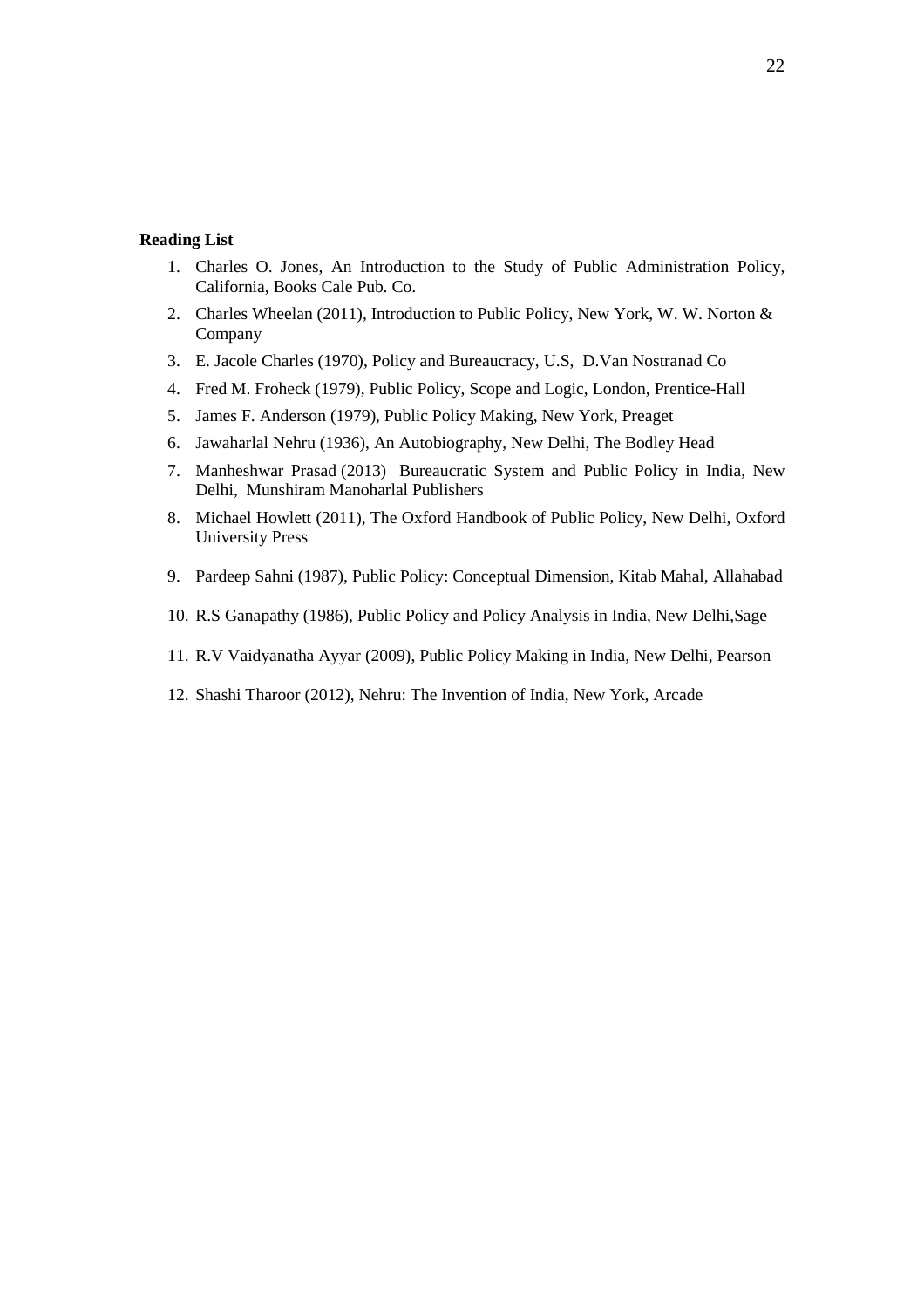**Reading List**

1. Charles O. Jones, An Introduction to the Study of Public Administration Policy, California, Books Cale Pub. Co.
2. Charles Wheelan (2011), Introduction to Public Policy, New York, W. W. Norton & Company
3. E. Jacole Charles (1970), Policy and Bureaucracy, U.S, D.Van Nostranad Co
4. Fred M. Froheck (1979), Public Policy, Scope and Logic, London, Prentice-Hall
5. James F. Anderson (1979), Public Policy Making, New York, Preaget
6. Jawaharlal Nehru (1936), An Autobiography, New Delhi, The Bodley Head
7. Manheshwar Prasad (2013) Bureaucratic System and Public Policy in India, New Delhi, Munshiram Manoharlal Publishers
8. Michael Howlett (2011), The Oxford Handbook of Public Policy, New Delhi, Oxford University Press
9. Pardeep Sahni (1987), Public Policy: Conceptual Dimension, Kitab Mahal, Allahabad
10. R.S Ganapathy (1986), Public Policy and Policy Analysis in India, New Delhi,Sage
11. R.V Vaidyanatha Ayyar (2009), Public Policy Making in India, New Delhi, Pearson
12. Shashi Tharoor (2012), Nehru: The Invention of India, New York, Arcade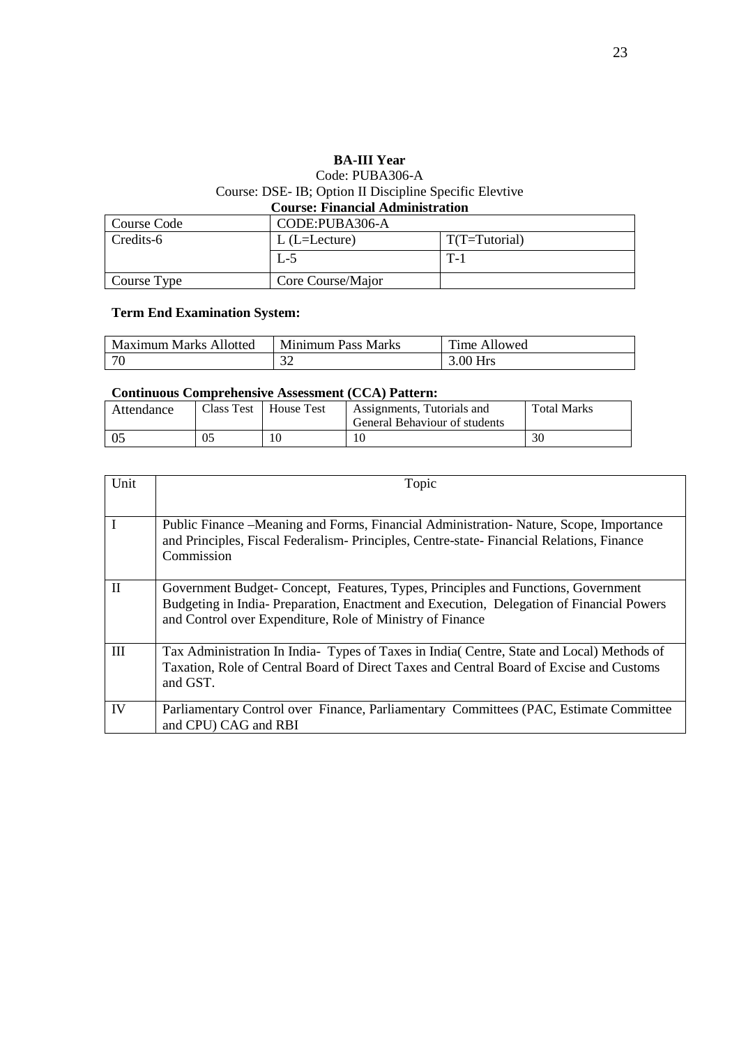**BA-III Year**

Code: PUBA306-A

Course: DSE- IB; Option II Discipline Specific Elevtive

**Course: Financial Administration**

| Course Code | CODE:PUBA306-A | |
|---|---|---|
| Credits-6 | L (L=Lecture) | T(T=Tutorial) |
| | L-5 | T-1 |
| Course Type | Core Course/Major | |

**Term End Examination System:**

| Maximum Marks Allotted | Minimum Pass Marks | Time Allowed |
|---|---|---|
| 70 | 32 | 3.00 Hrs |

**Continuous Comprehensive Assessment (CCA) Pattern:**

| Attendance | Class Test | House Test | Assignments, Tutorials and General Behaviour of students | Total Marks |
|---|---|---|---|---|
| 05 | 05 | 10 | 10 | 30 |

| Unit | Topic |
|---|---|
| I | Public Finance –Meaning and Forms, Financial Administration- Nature, Scope, Importance and Principles, Fiscal Federalism- Principles, Centre-state- Financial Relations, Finance Commission |
| II | Government Budget- Concept, Features, Types, Principles and Functions, Government Budgeting in India- Preparation, Enactment and Execution, Delegation of Financial Powers and Control over Expenditure, Role of Ministry of Finance |
| III | Tax Administration In India- Types of Taxes in India( Centre, State and Local) Methods of Taxation, Role of Central Board of Direct Taxes and Central Board of Excise and Customs and GST. |
| IV | Parliamentary Control over Finance, Parliamentary Committees (PAC, Estimate Committee and CPU) CAG and RBI |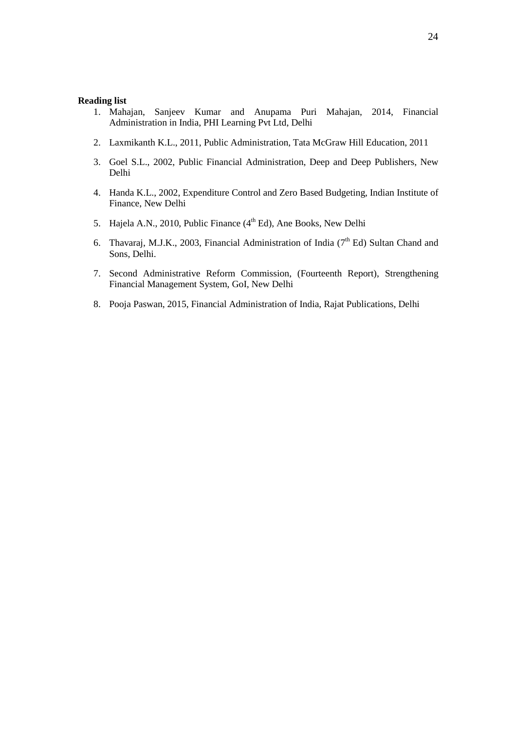**Reading list**

1. Mahajan, Sanjeev Kumar and Anupama Puri Mahajan, 2014, Financial Administration in India, PHI Learning Pvt Ltd, Delhi

2. Laxmikanth K.L., 2011, Public Administration, Tata McGraw Hill Education, 2011

3. Goel S.L., 2002, Public Financial Administration, Deep and Deep Publishers, New Delhi

4. Handa K.L., 2002, Expenditure Control and Zero Based Budgeting, Indian Institute of Finance, New Delhi

5. Hajela A.N., 2010, Public Finance ($4^{th}$ Ed), Ane Books, New Delhi

6. Thavaraj, M.J.K., 2003, Financial Administration of India ($7^{th}$ Ed) Sultan Chand and Sons, Delhi.

7. Second Administrative Reform Commission, (Fourteenth Report), Strengthening Financial Management System, GoI, New Delhi

8. Pooja Paswan, 2015, Financial Administration of India, Rajat Publications, Delhi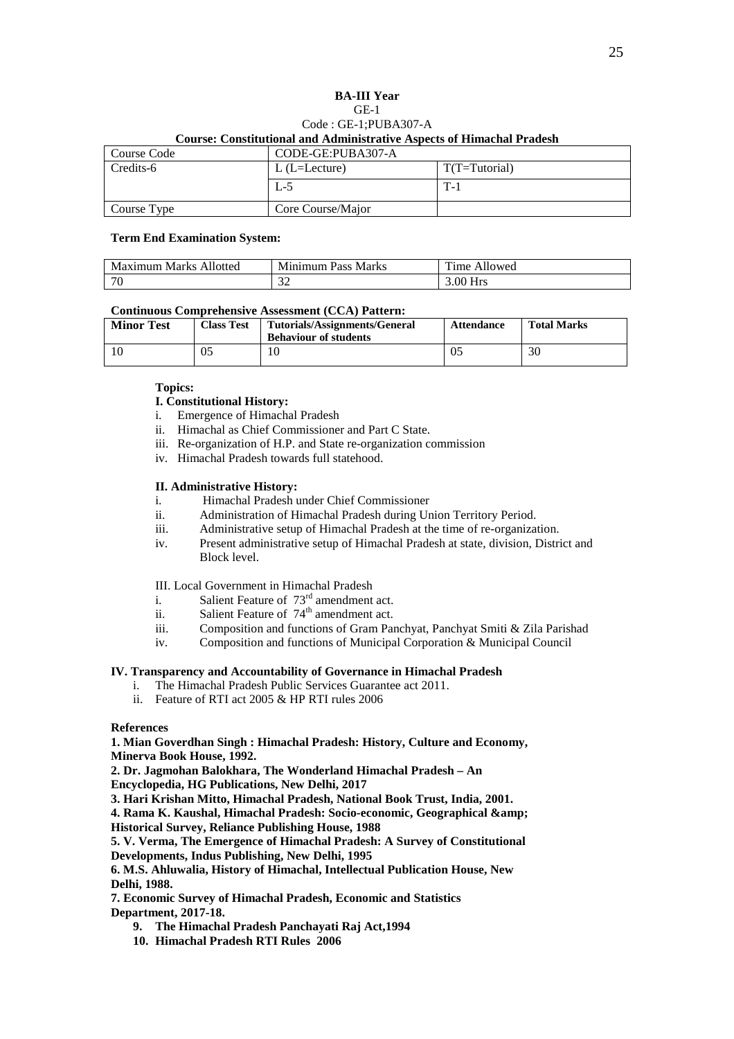**BA-III Year**

GE-1

Code : GE-1;PUBA307-A

**Course: Constitutional and Administrative Aspects of Himachal Pradesh**

| Course Code | CODE-GE:PUBA307-A | |
|---|---|---|
| Credits-6 | L (L=Lecture) | T(T=Tutorial) |
| | L-5 | T-1 |
| Course Type | Core Course/Major | |

**Term End Examination System:**

| Maximum Marks Allotted | Minimum Pass Marks | Time Allowed |
|---|---|---|
| 70 | 32 | 3.00 Hrs |

**Continuous Comprehensive Assessment (CCA) Pattern:**

| **Minor Test** | **Class Test** | **Tutorials/Assignments/General Behaviour of students** | **Attendance** | **Total Marks** |
|---|---|---|---|---|
| 10 | 05 | 10 | 05 | 30 |

**Topics:**

**I. Constitutional History:**

i. Emergence of Himachal Pradesh
ii. Himachal as Chief Commissioner and Part C State.
iii. Re-organization of H.P. and State re-organization commission
iv. Himachal Pradesh towards full statehood.

**II. Administrative History:**

i. Himachal Pradesh under Chief Commissioner
ii. Administration of Himachal Pradesh during Union Territory Period.
iii. Administrative setup of Himachal Pradesh at the time of re-organization.
iv. Present administrative setup of Himachal Pradesh at state, division, District and Block level.

III. Local Government in Himachal Pradesh

i. Salient Feature of 73rd amendment act.
ii. Salient Feature of 74th amendment act.
iii. Composition and functions of Gram Panchyat, Panchyat Smiti & Zila Parishad
iv. Composition and functions of Municipal Corporation & Municipal Council

**IV. Transparency and Accountability of Governance in Himachal Pradesh**

i. The Himachal Pradesh Public Services Guarantee act 2011.
ii. Feature of RTI act 2005 & HP RTI rules 2006

**References**

**1. Mian Goverdhan Singh : Himachal Pradesh: History, Culture and Economy, Minerva Book House, 1992.**

**2. Dr. Jagmohan Balokhara, The Wonderland Himachal Pradesh – An Encyclopedia, HG Publications, New Delhi, 2017**

**3. Hari Krishan Mitto, Himachal Pradesh, National Book Trust, India, 2001.**

**4. Rama K. Kaushal, Himachal Pradesh: Socio-economic, Geographical &amp; Historical Survey, Reliance Publishing House, 1988**

**5. V. Verma, The Emergence of Himachal Pradesh: A Survey of Constitutional Developments, Indus Publishing, New Delhi, 1995**

**6. M.S. Ahluwalia, History of Himachal, Intellectual Publication House, New Delhi, 1988.**

**7. Economic Survey of Himachal Pradesh, Economic and Statistics Department, 2017-18.**

**9. The Himachal Pradesh Panchayati Raj Act,1994**

**10. Himachal Pradesh RTI Rules 2006**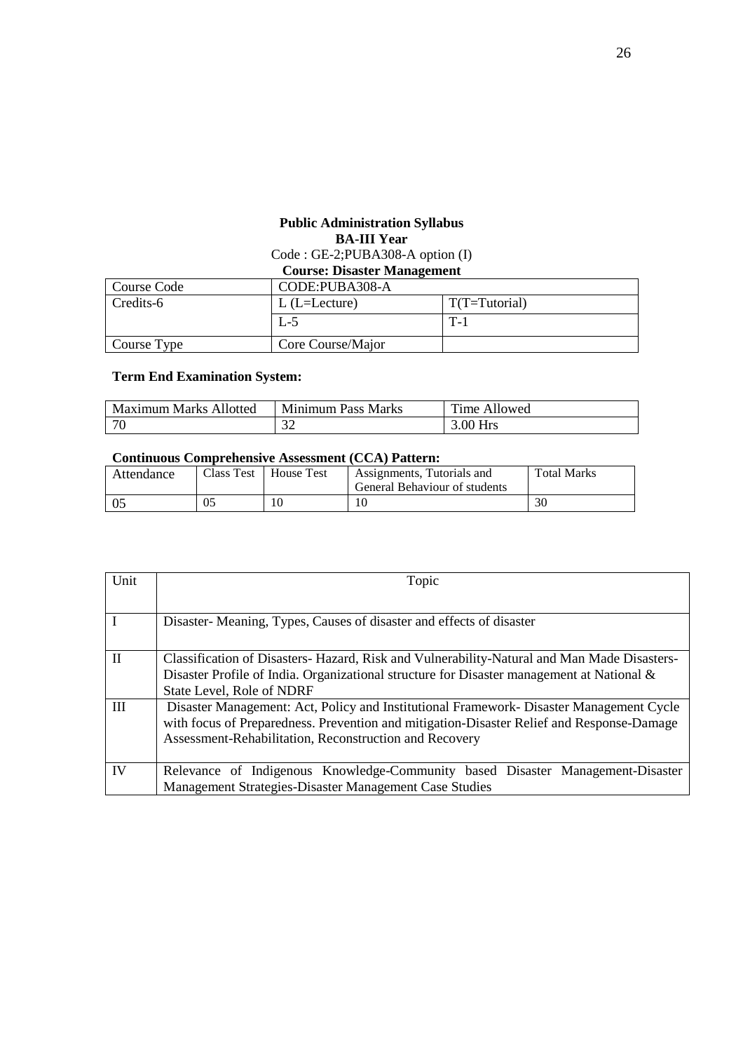**Public Administration Syllabus**

**BA-III Year**

Code : GE-2;PUBA308-A option (I)

**Course: Disaster Management**

| Course Code | CODE:PUBA308-A | |
|---|---|---|
| Credits-6 | L (L=Lecture) | T(T=Tutorial) |
| | L-5 | T-1 |
| Course Type | Core Course/Major | |

**Term End Examination System:**

| Maximum Marks Allotted | Minimum Pass Marks | Time Allowed |
|---|---|---|
| 70 | 32 | 3.00 Hrs |

**Continuous Comprehensive Assessment (CCA) Pattern:**

| Attendance | Class Test | House Test | Assignments, Tutorials and General Behaviour of students | Total Marks |
|---|---|---|---|---|
| 05 | 05 | 10 | 10 | 30 |

| Unit | Topic |
|---|---|
| I | Disaster- Meaning, Types, Causes of disaster and effects of disaster |
| II | Classification of Disasters- Hazard, Risk and Vulnerability-Natural and Man Made Disasters-Disaster Profile of India. Organizational structure for Disaster management at National & State Level, Role of NDRF |
| III | Disaster Management: Act, Policy and Institutional Framework- Disaster Management Cycle with focus of Preparedness. Prevention and mitigation-Disaster Relief and Response-Damage Assessment-Rehabilitation, Reconstruction and Recovery |
| IV | Relevance of Indigenous Knowledge-Community based Disaster Management-Disaster Management Strategies-Disaster Management Case Studies |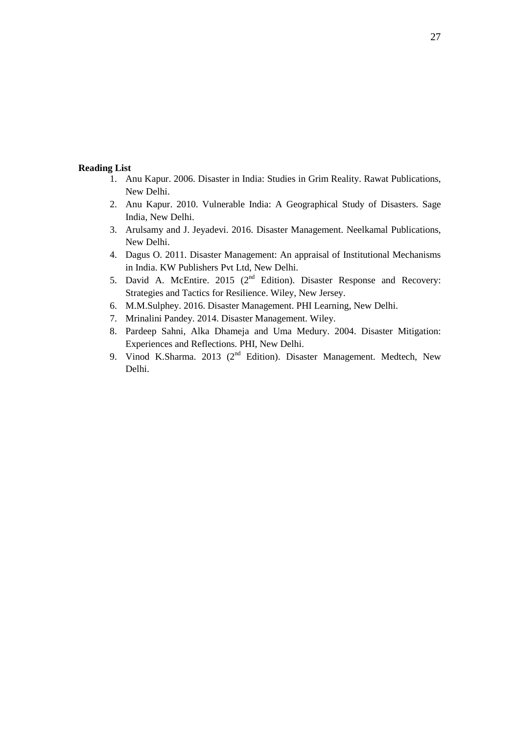**Reading List**

1. Anu Kapur. 2006. Disaster in India: Studies in Grim Reality. Rawat Publications, New Delhi.
2. Anu Kapur. 2010. Vulnerable India: A Geographical Study of Disasters. Sage India, New Delhi.
3. Arulsamy and J. Jeyadevi. 2016. Disaster Management. Neelkamal Publications, New Delhi.
4. Dagus O. 2011. Disaster Management: An appraisal of Institutional Mechanisms in India. KW Publishers Pvt Ltd, New Delhi.
5. David A. McEntire. 2015 (2nd Edition). Disaster Response and Recovery: Strategies and Tactics for Resilience. Wiley, New Jersey.
6. M.M.Sulphey. 2016. Disaster Management. PHI Learning, New Delhi.
7. Mrinalini Pandey. 2014. Disaster Management. Wiley.
8. Pardeep Sahni, Alka Dhameja and Uma Medury. 2004. Disaster Mitigation: Experiences and Reflections. PHI, New Delhi.
9. Vinod K.Sharma. 2013 (2nd Edition). Disaster Management. Medtech, New Delhi.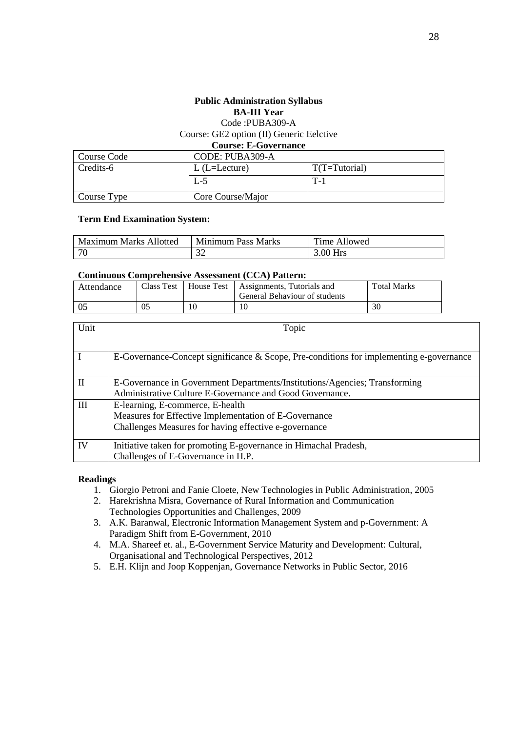**Public Administration Syllabus**
**BA-III Year**
Code :PUBA309-A
Course: GE2 option (II) Generic Eelctive
**Course: E-Governance**

| Course Code | CODE: PUBA309-A | |
|---|---|---|
| Credits-6 | L (L=Lecture) | T(T=Tutorial) |
| | L-5 | T-1 |
| Course Type | Core Course/Major | |

**Term End Examination System:**

| Maximum Marks Allotted | Minimum Pass Marks | Time Allowed |
|---|---|---|
| 70 | 32 | 3.00 Hrs |

**Continuous Comprehensive Assessment (CCA) Pattern:**

| Attendance | Class Test | House Test | Assignments, Tutorials and General Behaviour of students | Total Marks |
|---|---|---|---|---|
| 05 | 05 | 10 | 10 | 30 |

| Unit | Topic |
|---|---|
| I | E-Governance-Concept significance & Scope, Pre-conditions for implementing e-governance |
| II | E-Governance in Government Departments/Institutions/Agencies; Transforming Administrative Culture E-Governance and Good Governance. |
| III | E-learning, E-commerce, E-health<br>Measures for Effective Implementation of E-Governance<br>Challenges Measures for having effective e-governance |
| IV | Initiative taken for promoting E-governance in Himachal Pradesh,<br>Challenges of E-Governance in H.P. |

**Readings**

1. Giorgio Petroni and Fanie Cloete, New Technologies in Public Administration, 2005
2. Harekrishna Misra, Governance of Rural Information and Communication Technologies Opportunities and Challenges, 2009
3. A.K. Baranwal, Electronic Information Management System and p-Government: A Paradigm Shift from E-Government, 2010
4. M.A. Shareef et. al., E-Government Service Maturity and Development: Cultural, Organisational and Technological Perspectives, 2012
5. E.H. Klijn and Joop Koppenjan, Governance Networks in Public Sector, 2016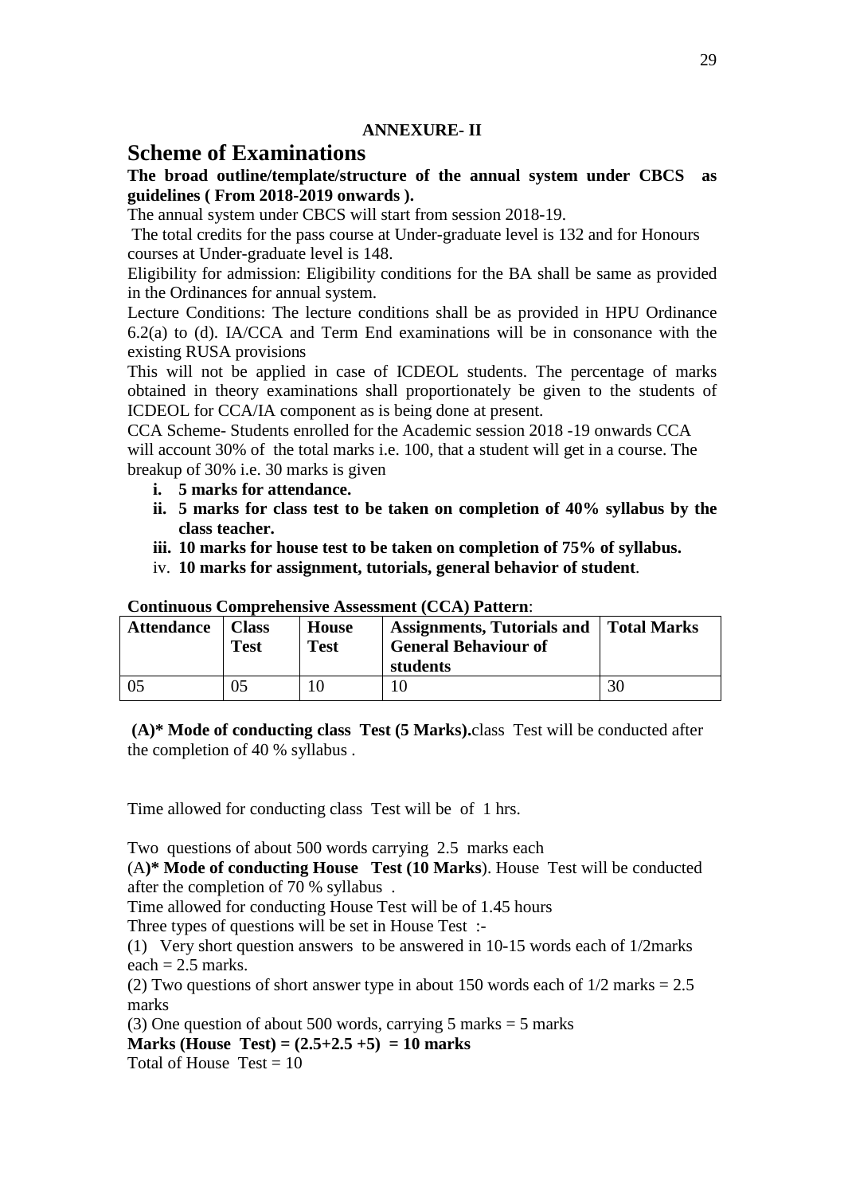**ANNEXURE- II**

# Scheme of Examinations

**The broad outline/template/structure of the annual system under CBCS as guidelines ( From 2018-2019 onwards ).**

The annual system under CBCS will start from session 2018-19.

The total credits for the pass course at Under-graduate level is 132 and for Honours courses at Under-graduate level is 148.

Eligibility for admission: Eligibility conditions for the BA shall be same as provided in the Ordinances for annual system.

Lecture Conditions: The lecture conditions shall be as provided in HPU Ordinance 6.2(a) to (d). IA/CCA and Term End examinations will be in consonance with the existing RUSA provisions

This will not be applied in case of ICDEOL students. The percentage of marks obtained in theory examinations shall proportionately be given to the students of ICDEOL for CCA/IA component as is being done at present.

CCA Scheme- Students enrolled for the Academic session 2018 -19 onwards CCA will account 30% of the total marks i.e. 100, that a student will get in a course. The breakup of 30% i.e. 30 marks is given

i. **5 marks for attendance.**
ii. **5 marks for class test to be taken on completion of 40% syllabus by the class teacher.**
iii. **10 marks for house test to be taken on completion of 75% of syllabus.**
iv. **10 marks for assignment, tutorials, general behavior of student**.

**Continuous Comprehensive Assessment (CCA) Pattern**:

| Attendance | Class Test | House Test | Assignments, Tutorials and General Behaviour of students | Total Marks |
|---|---|---|---|---|
| 05 | 05 | 10 | 10 | 30 |

**(A)* Mode of conducting class Test (5 Marks).**class Test will be conducted after the completion of 40 % syllabus .

Time allowed for conducting class Test will be of 1 hrs.

Two questions of about 500 words carrying 2.5 marks each

(A**)* Mode of conducting House Test (10 Marks**). House Test will be conducted after the completion of 70 % syllabus .

Time allowed for conducting House Test will be of 1.45 hours

Three types of questions will be set in House Test :-

(1) Very short question answers to be answered in 10-15 words each of 1/2marks each = 2.5 marks.

(2) Two questions of short answer type in about 150 words each of 1/2 marks = 2.5 marks

(3) One question of about 500 words, carrying 5 marks = 5 marks

**Marks (House Test) = (2.5+2.5 +5) = 10 marks**

Total of House Test = 10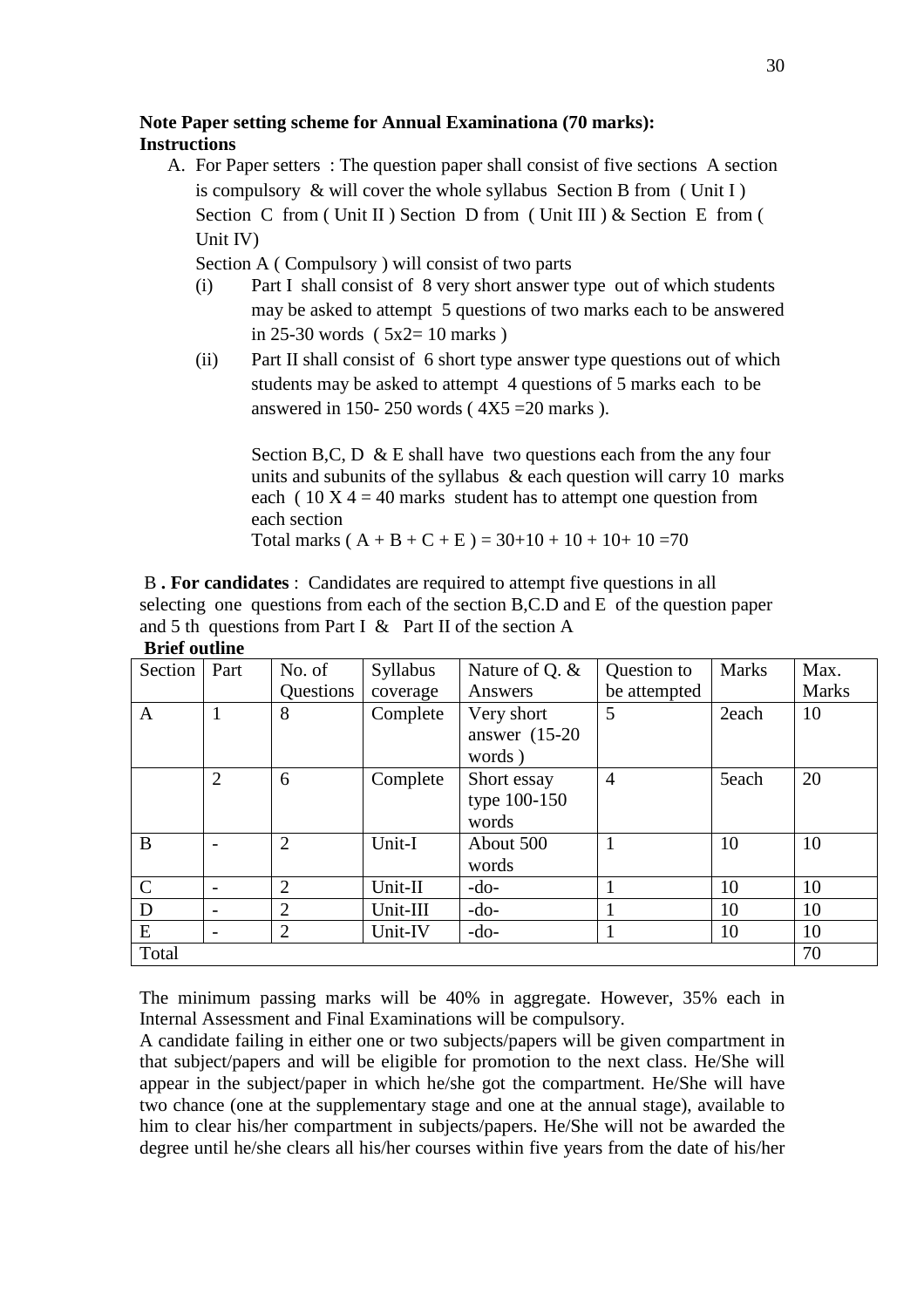**Note Paper setting scheme for Annual Examinationa (70 marks):**
**Instructions**

A. For Paper setters : The question paper shall consist of five sections A section is compulsory & will cover the whole syllabus Section B from ( Unit I ) Section C from ( Unit II ) Section D from ( Unit III ) & Section E from ( Unit IV)

Section A ( Compulsory ) will consist of two parts

(i) Part I shall consist of 8 very short answer type out of which students may be asked to attempt 5 questions of two marks each to be answered in 25-30 words ( 5x2= 10 marks )

(ii) Part II shall consist of 6 short type answer type questions out of which students may be asked to attempt 4 questions of 5 marks each to be answered in 150- 250 words ( 4X5 =20 marks ).

Section B,C, D & E shall have two questions each from the any four units and subunits of the syllabus & each question will carry 10 marks each ( 10 X 4 = 40 marks student has to attempt one question from each section

Total marks ( A + B + C + E ) = 30+10 + 10 + 10+ 10 =70

B **. For candidates** : Candidates are required to attempt five questions in all selecting one questions from each of the section B,C.D and E of the question paper and 5 th questions from Part I & Part II of the section A

**Brief outline**

| Section | Part | No. of Questions | Syllabus coverage | Nature of Q. & Answers | Question to be attempted | Marks | Max. Marks |
|---|---|---|---|---|---|---|---|
| A | 1 | 8 | Complete | Very short answer (15-20 words ) | 5 | 2each | 10 |
| | 2 | 6 | Complete | Short essay type 100-150 words | 4 | 5each | 20 |
| B | - | 2 | Unit-I | About 500 words | 1 | 10 | 10 |
| C | - | 2 | Unit-II | -do- | 1 | 10 | 10 |
| D | - | 2 | Unit-III | -do- | 1 | 10 | 10 |
| E | - | 2 | Unit-IV | -do- | 1 | 10 | 10 |
| Total | | | | | | | 70 |

The minimum passing marks will be 40% in aggregate. However, 35% each in Internal Assessment and Final Examinations will be compulsory.

A candidate failing in either one or two subjects/papers will be given compartment in that subject/papers and will be eligible for promotion to the next class. He/She will appear in the subject/paper in which he/she got the compartment. He/She will have two chance (one at the supplementary stage and one at the annual stage), available to him to clear his/her compartment in subjects/papers. He/She will not be awarded the degree until he/she clears all his/her courses within five years from the date of his/her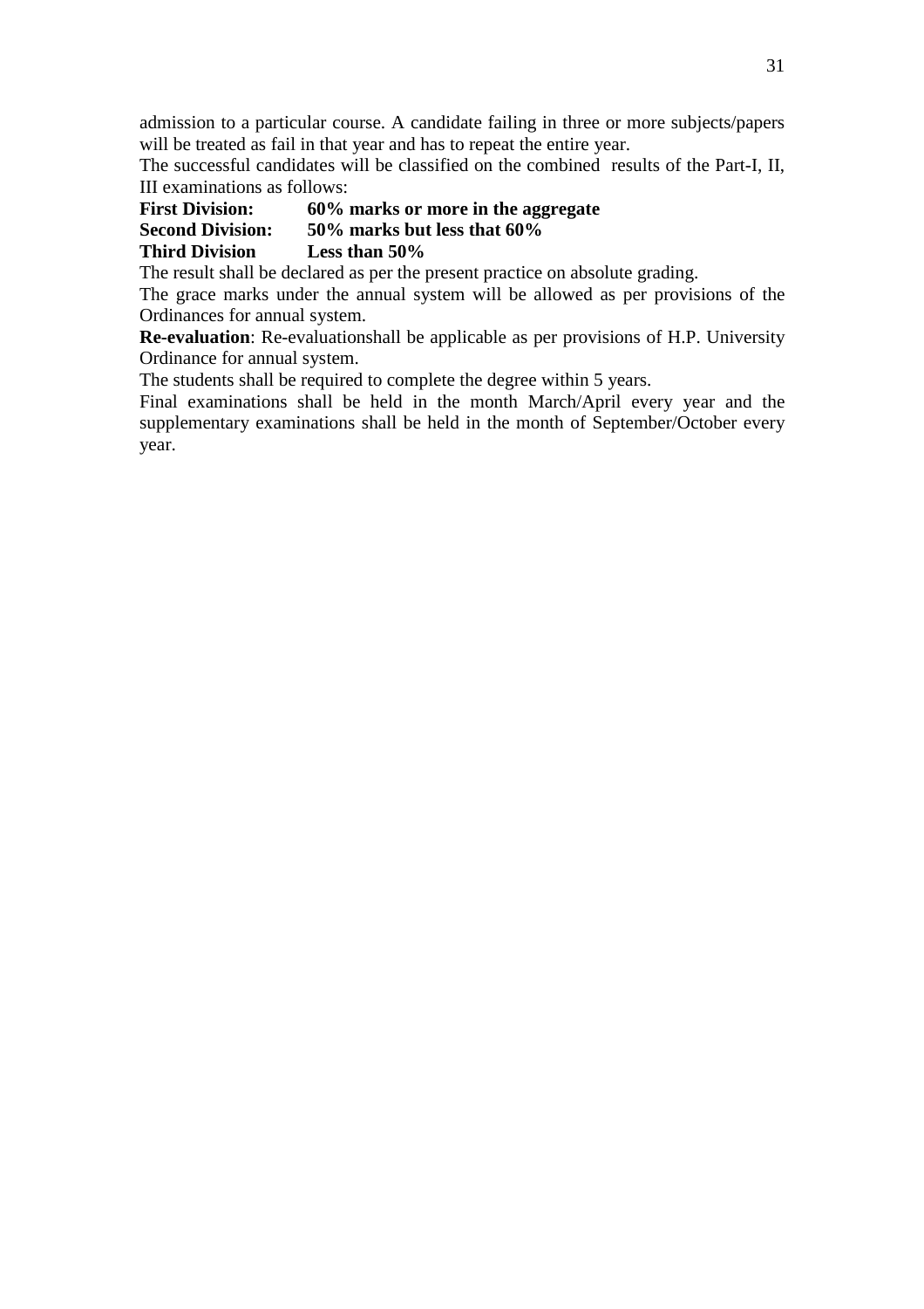admission to a particular course. A candidate failing in three or more subjects/papers will be treated as fail in that year and has to repeat the entire year.

The successful candidates will be classified on the combined results of the Part-I, II, III examinations as follows:

**First Division:** **60% marks or more in the aggregate**
**Second Division:** **50% marks but less that 60%**
**Third Division** **Less than 50%**

The result shall be declared as per the present practice on absolute grading.

The grace marks under the annual system will be allowed as per provisions of the Ordinances for annual system.

**Re-evaluation**: Re-evaluationshall be applicable as per provisions of H.P. University Ordinance for annual system.

The students shall be required to complete the degree within 5 years.

Final examinations shall be held in the month March/April every year and the supplementary examinations shall be held in the month of September/October every year.